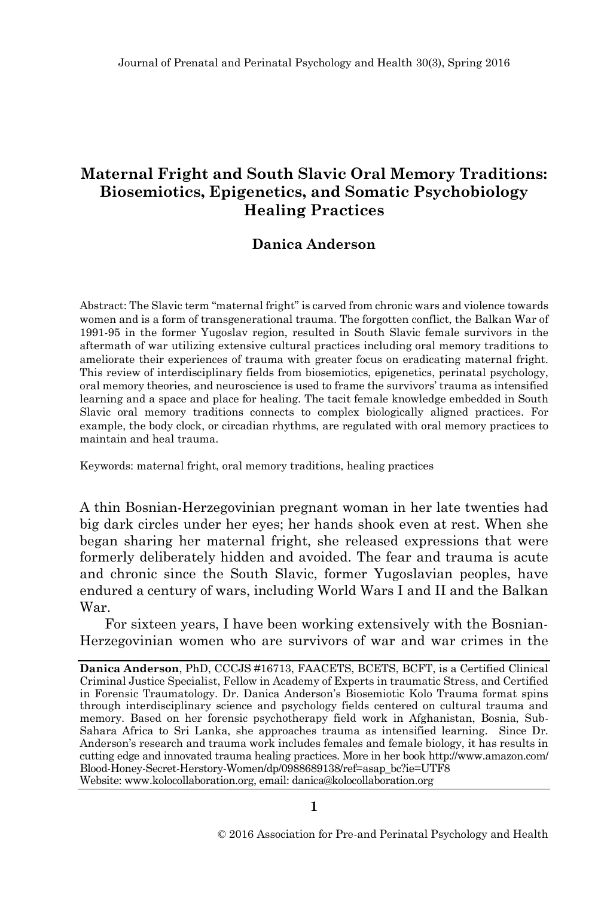# Maternal Fright and South Slavic Oral Memory Traditions: Biosemiotics, Epigenetics, and Somatic Psychobiology Healing Practices

**Danica Anderson**

Abstract: The Slavic term "maternal fright" is carved from chronic wars and violence towards women and is a form of transgenerational trauma. The forgotten conflict, the Balkan War of 1991-95 in the former Yugoslav region, resulted in South Slavic female survivors in the aftermath of war utilizing extensive cultural practices including oral memory traditions to ameliorate their experiences of trauma with greater focus on eradicating maternal fright. This review of interdisciplinary fields from biosemiotics, epigenetics, perinatal psychology, oral memory theories, and neuroscience is used to frame the survivors' trauma as intensified learning and a space and place for healing. The tacit female knowledge embedded in South Slavic oral memory traditions connects to complex biologically aligned practices. For example, the body clock, or circadian rhythms, are regulated with oral memory practices to maintain and heal trauma.

Keywords: maternal fright, oral memory traditions, healing practices

A thin Bosnian-Herzegovinian pregnant woman in her late twenties had big dark circles under her eyes; her hands shook even at rest. When she began sharing her maternal fright, she released expressions that were formerly deliberately hidden and avoided. The fear and trauma is acute and chronic since the South Slavic, former Yugoslavian peoples, have endured a century of wars, including World Wars I and II and the Balkan War.

For sixteen years, I have been working extensively with the Bosnian-Herzegovinian women who are survivors of war and war crimes in the

---

**Danica Anderson**, PhD, CCCJS #16713, FAACETS, BCETS, BCFT, is a Certified Clinical Criminal Justice Specialist, Fellow in Academy of Experts in traumatic Stress, and Certified in Forensic Traumatology. Dr. Danica Anderson's Biosemiotic Kolo Trauma format spins through interdisciplinary science and psychology fields centered on cultural trauma and memory. Based on her forensic psychotherapy field work in Afghanistan, Bosnia, Sub-Sahara Africa to Sri Lanka, she approaches trauma as intensified learning. Since Dr. Anderson's research and trauma work includes females and female biology, it has results in cutting edge and innovated trauma healing practices. More in her book http://www.amazon.com/Blood-Honey-Secret-Herstory-Women/dp/0988689138/ref=asap_bc?ie=UTF8
Website: www.kolocollaboration.org, email: danica@kolocollaboration.org

© 2016 Association for Pre-and Perinatal Psychology and Health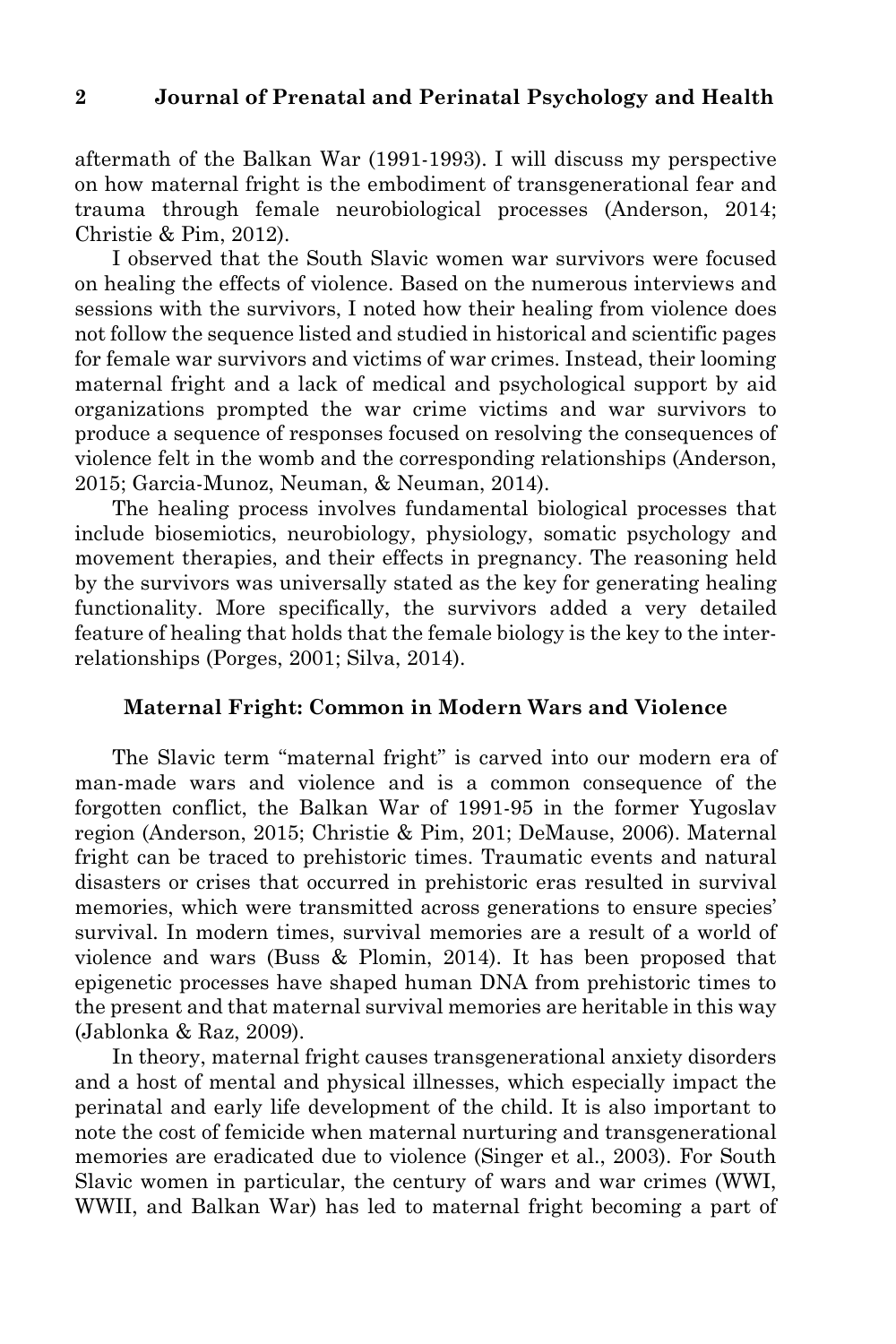aftermath of the Balkan War (1991-1993). I will discuss my perspective on how maternal fright is the embodiment of transgenerational fear and trauma through female neurobiological processes (Anderson, 2014; Christie & Pim, 2012).

I observed that the South Slavic women war survivors were focused on healing the effects of violence. Based on the numerous interviews and sessions with the survivors, I noted how their healing from violence does not follow the sequence listed and studied in historical and scientific pages for female war survivors and victims of war crimes. Instead, their looming maternal fright and a lack of medical and psychological support by aid organizations prompted the war crime victims and war survivors to produce a sequence of responses focused on resolving the consequences of violence felt in the womb and the corresponding relationships (Anderson, 2015; Garcia-Munoz, Neuman, & Neuman, 2014).

The healing process involves fundamental biological processes that include biosemiotics, neurobiology, physiology, somatic psychology and movement therapies, and their effects in pregnancy. The reasoning held by the survivors was universally stated as the key for generating healing functionality. More specifically, the survivors added a very detailed feature of healing that holds that the female biology is the key to the inter-relationships (Porges, 2001; Silva, 2014).

## Maternal Fright: Common in Modern Wars and Violence

The Slavic term "maternal fright" is carved into our modern era of man-made wars and violence and is a common consequence of the forgotten conflict, the Balkan War of 1991-95 in the former Yugoslav region (Anderson, 2015; Christie & Pim, 201; DeMause, 2006). Maternal fright can be traced to prehistoric times. Traumatic events and natural disasters or crises that occurred in prehistoric eras resulted in survival memories, which were transmitted across generations to ensure species' survival. In modern times, survival memories are a result of a world of violence and wars (Buss & Plomin, 2014). It has been proposed that epigenetic processes have shaped human DNA from prehistoric times to the present and that maternal survival memories are heritable in this way (Jablonka & Raz, 2009).

In theory, maternal fright causes transgenerational anxiety disorders and a host of mental and physical illnesses, which especially impact the perinatal and early life development of the child. It is also important to note the cost of femicide when maternal nurturing and transgenerational memories are eradicated due to violence (Singer et al., 2003). For South Slavic women in particular, the century of wars and war crimes (WWI, WWII, and Balkan War) has led to maternal fright becoming a part of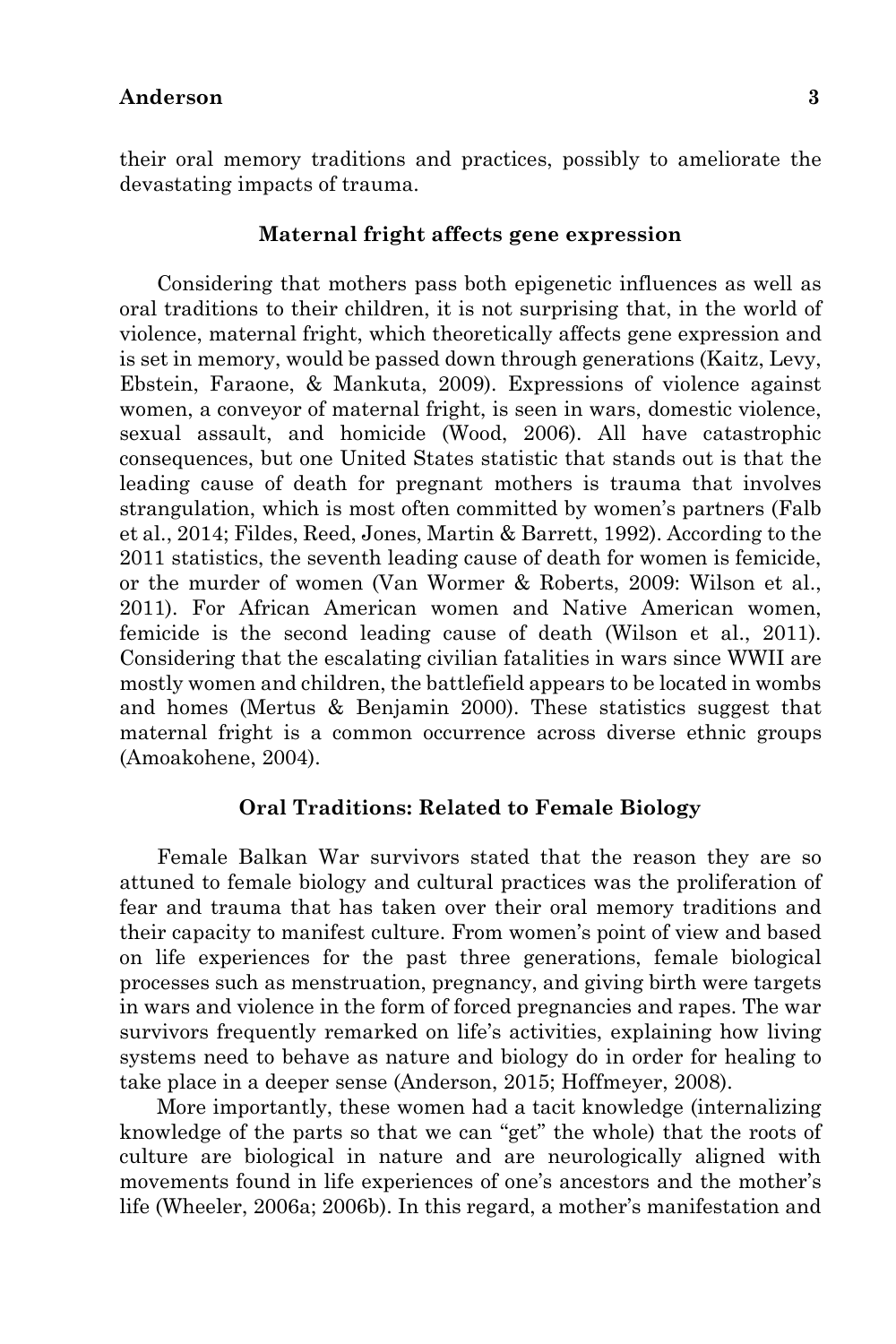their oral memory traditions and practices, possibly to ameliorate the devastating impacts of trauma.

## Maternal fright affects gene expression

Considering that mothers pass both epigenetic influences as well as oral traditions to their children, it is not surprising that, in the world of violence, maternal fright, which theoretically affects gene expression and is set in memory, would be passed down through generations (Kaitz, Levy, Ebstein, Faraone, & Mankuta, 2009). Expressions of violence against women, a conveyor of maternal fright, is seen in wars, domestic violence, sexual assault, and homicide (Wood, 2006). All have catastrophic consequences, but one United States statistic that stands out is that the leading cause of death for pregnant mothers is trauma that involves strangulation, which is most often committed by women's partners (Falb et al., 2014; Fildes, Reed, Jones, Martin & Barrett, 1992). According to the 2011 statistics, the seventh leading cause of death for women is femicide, or the murder of women (Van Wormer & Roberts, 2009: Wilson et al., 2011). For African American women and Native American women, femicide is the second leading cause of death (Wilson et al., 2011). Considering that the escalating civilian fatalities in wars since WWII are mostly women and children, the battlefield appears to be located in wombs and homes (Mertus & Benjamin 2000). These statistics suggest that maternal fright is a common occurrence across diverse ethnic groups (Amoakohene, 2004).

## Oral Traditions: Related to Female Biology

Female Balkan War survivors stated that the reason they are so attuned to female biology and cultural practices was the proliferation of fear and trauma that has taken over their oral memory traditions and their capacity to manifest culture. From women's point of view and based on life experiences for the past three generations, female biological processes such as menstruation, pregnancy, and giving birth were targets in wars and violence in the form of forced pregnancies and rapes. The war survivors frequently remarked on life's activities, explaining how living systems need to behave as nature and biology do in order for healing to take place in a deeper sense (Anderson, 2015; Hoffmeyer, 2008).

More importantly, these women had a tacit knowledge (internalizing knowledge of the parts so that we can "get" the whole) that the roots of culture are biological in nature and are neurologically aligned with movements found in life experiences of one's ancestors and the mother's life (Wheeler, 2006a; 2006b). In this regard, a mother's manifestation and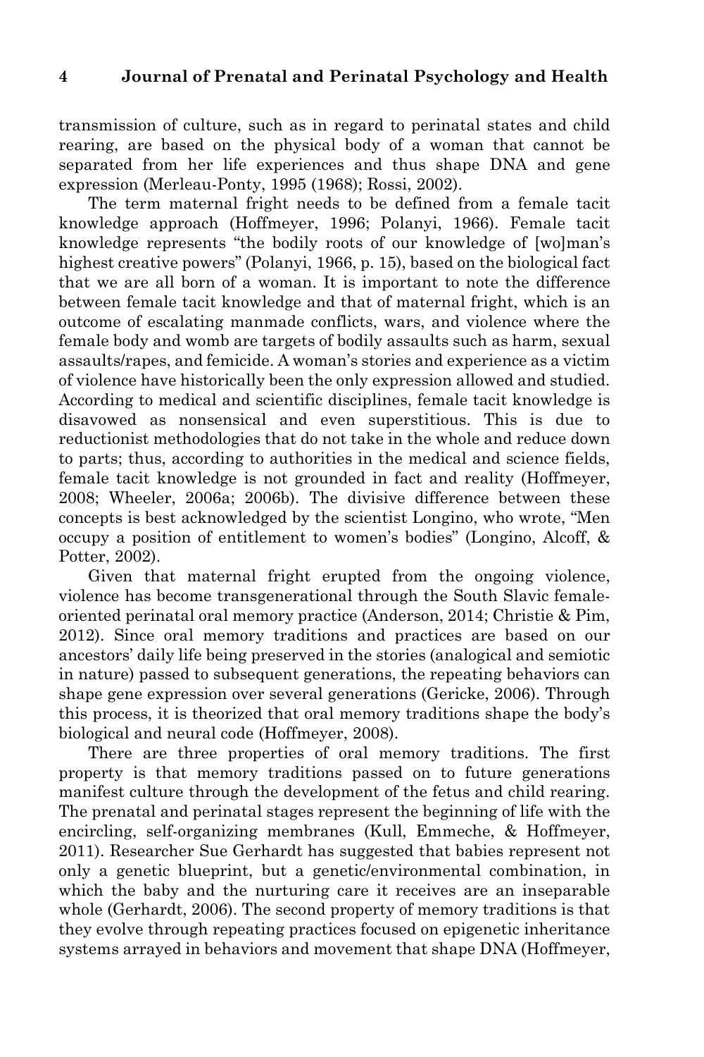transmission of culture, such as in regard to perinatal states and child rearing, are based on the physical body of a woman that cannot be separated from her life experiences and thus shape DNA and gene expression (Merleau-Ponty, 1995 (1968); Rossi, 2002).

The term maternal fright needs to be defined from a female tacit knowledge approach (Hoffmeyer, 1996; Polanyi, 1966). Female tacit knowledge represents "the bodily roots of our knowledge of [wo]man's highest creative powers" (Polanyi, 1966, p. 15), based on the biological fact that we are all born of a woman. It is important to note the difference between female tacit knowledge and that of maternal fright, which is an outcome of escalating manmade conflicts, wars, and violence where the female body and womb are targets of bodily assaults such as harm, sexual assaults/rapes, and femicide. A woman's stories and experience as a victim of violence have historically been the only expression allowed and studied. According to medical and scientific disciplines, female tacit knowledge is disavowed as nonsensical and even superstitious. This is due to reductionist methodologies that do not take in the whole and reduce down to parts; thus, according to authorities in the medical and science fields, female tacit knowledge is not grounded in fact and reality (Hoffmeyer, 2008; Wheeler, 2006a; 2006b). The divisive difference between these concepts is best acknowledged by the scientist Longino, who wrote, "Men occupy a position of entitlement to women's bodies" (Longino, Alcoff, & Potter, 2002).

Given that maternal fright erupted from the ongoing violence, violence has become transgenerational through the South Slavic female-oriented perinatal oral memory practice (Anderson, 2014; Christie & Pim, 2012). Since oral memory traditions and practices are based on our ancestors' daily life being preserved in the stories (analogical and semiotic in nature) passed to subsequent generations, the repeating behaviors can shape gene expression over several generations (Gericke, 2006). Through this process, it is theorized that oral memory traditions shape the body's biological and neural code (Hoffmeyer, 2008).

There are three properties of oral memory traditions. The first property is that memory traditions passed on to future generations manifest culture through the development of the fetus and child rearing. The prenatal and perinatal stages represent the beginning of life with the encircling, self-organizing membranes (Kull, Emmeche, & Hoffmeyer, 2011). Researcher Sue Gerhardt has suggested that babies represent not only a genetic blueprint, but a genetic/environmental combination, in which the baby and the nurturing care it receives are an inseparable whole (Gerhardt, 2006). The second property of memory traditions is that they evolve through repeating practices focused on epigenetic inheritance systems arrayed in behaviors and movement that shape DNA (Hoffmeyer,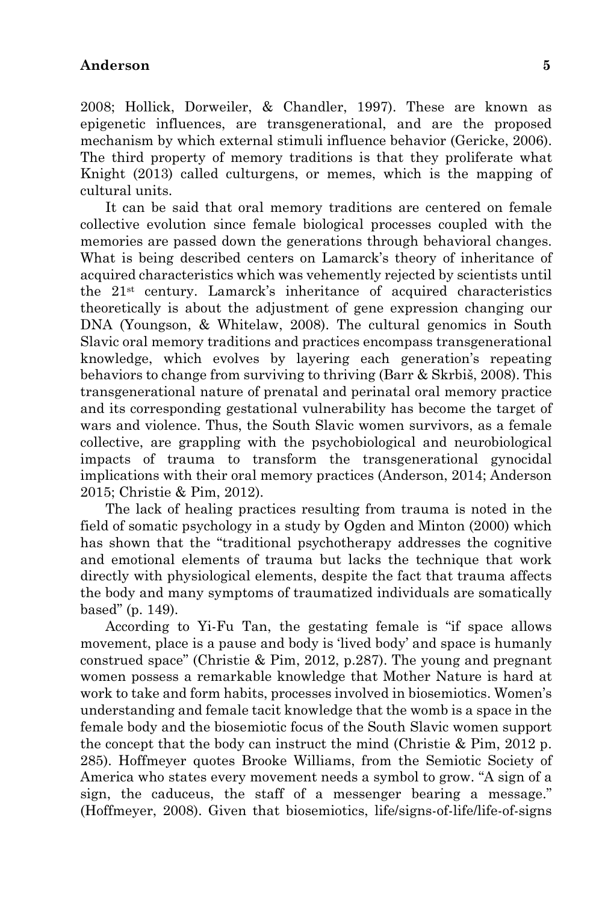2008; Hollick, Dorweiler, & Chandler, 1997). These are known as epigenetic influences, are transgenerational, and are the proposed mechanism by which external stimuli influence behavior (Gericke, 2006). The third property of memory traditions is that they proliferate what Knight (2013) called culturgens, or memes, which is the mapping of cultural units.

It can be said that oral memory traditions are centered on female collective evolution since female biological processes coupled with the memories are passed down the generations through behavioral changes. What is being described centers on Lamarck's theory of inheritance of acquired characteristics which was vehemently rejected by scientists until the 21st century. Lamarck's inheritance of acquired characteristics theoretically is about the adjustment of gene expression changing our DNA (Youngson, & Whitelaw, 2008). The cultural genomics in South Slavic oral memory traditions and practices encompass transgenerational knowledge, which evolves by layering each generation's repeating behaviors to change from surviving to thriving (Barr & Skrbiš, 2008). This transgenerational nature of prenatal and perinatal oral memory practice and its corresponding gestational vulnerability has become the target of wars and violence. Thus, the South Slavic women survivors, as a female collective, are grappling with the psychobiological and neurobiological impacts of trauma to transform the transgenerational gynocidal implications with their oral memory practices (Anderson, 2014; Anderson 2015; Christie & Pim, 2012).

The lack of healing practices resulting from trauma is noted in the field of somatic psychology in a study by Ogden and Minton (2000) which has shown that the "traditional psychotherapy addresses the cognitive and emotional elements of trauma but lacks the technique that work directly with physiological elements, despite the fact that trauma affects the body and many symptoms of traumatized individuals are somatically based" (p. 149).

According to Yi-Fu Tan, the gestating female is "if space allows movement, place is a pause and body is 'lived body' and space is humanly construed space" (Christie & Pim, 2012, p.287). The young and pregnant women possess a remarkable knowledge that Mother Nature is hard at work to take and form habits, processes involved in biosemiotics. Women's understanding and female tacit knowledge that the womb is a space in the female body and the biosemiotic focus of the South Slavic women support the concept that the body can instruct the mind (Christie & Pim, 2012 p. 285). Hoffmeyer quotes Brooke Williams, from the Semiotic Society of America who states every movement needs a symbol to grow. "A sign of a sign, the caduceus, the staff of a messenger bearing a message." (Hoffmeyer, 2008). Given that biosemiotics, life/signs-of-life/life-of-signs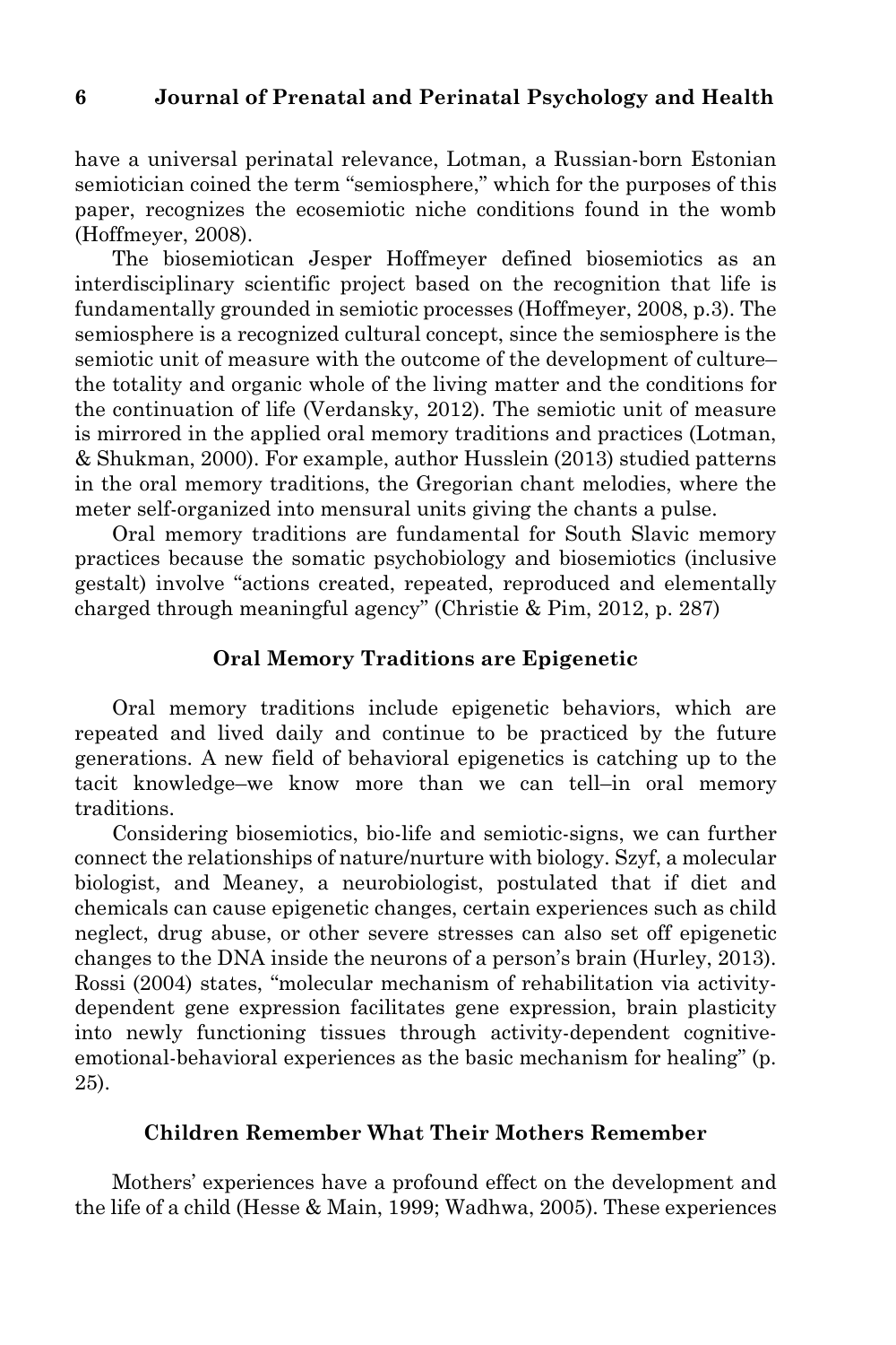have a universal perinatal relevance, Lotman, a Russian-born Estonian semiotician coined the term "semiosphere," which for the purposes of this paper, recognizes the ecosemiotic niche conditions found in the womb (Hoffmeyer, 2008).

The biosemiotican Jesper Hoffmeyer defined biosemiotics as an interdisciplinary scientific project based on the recognition that life is fundamentally grounded in semiotic processes (Hoffmeyer, 2008, p.3). The semiosphere is a recognized cultural concept, since the semiosphere is the semiotic unit of measure with the outcome of the development of culture–the totality and organic whole of the living matter and the conditions for the continuation of life (Verdansky, 2012). The semiotic unit of measure is mirrored in the applied oral memory traditions and practices (Lotman, & Shukman, 2000). For example, author Husslein (2013) studied patterns in the oral memory traditions, the Gregorian chant melodies, where the meter self-organized into mensural units giving the chants a pulse.

Oral memory traditions are fundamental for South Slavic memory practices because the somatic psychobiology and biosemiotics (inclusive gestalt) involve "actions created, repeated, reproduced and elementally charged through meaningful agency" (Christie & Pim, 2012, p. 287)

## Oral Memory Traditions are Epigenetic

Oral memory traditions include epigenetic behaviors, which are repeated and lived daily and continue to be practiced by the future generations. A new field of behavioral epigenetics is catching up to the tacit knowledge–we know more than we can tell–in oral memory traditions.

Considering biosemiotics, bio-life and semiotic-signs, we can further connect the relationships of nature/nurture with biology. Szyf, a molecular biologist, and Meaney, a neurobiologist, postulated that if diet and chemicals can cause epigenetic changes, certain experiences such as child neglect, drug abuse, or other severe stresses can also set off epigenetic changes to the DNA inside the neurons of a person's brain (Hurley, 2013). Rossi (2004) states, "molecular mechanism of rehabilitation via activity-dependent gene expression facilitates gene expression, brain plasticity into newly functioning tissues through activity-dependent cognitive-emotional-behavioral experiences as the basic mechanism for healing" (p. 25).

## Children Remember What Their Mothers Remember

Mothers' experiences have a profound effect on the development and the life of a child (Hesse & Main, 1999; Wadhwa, 2005). These experiences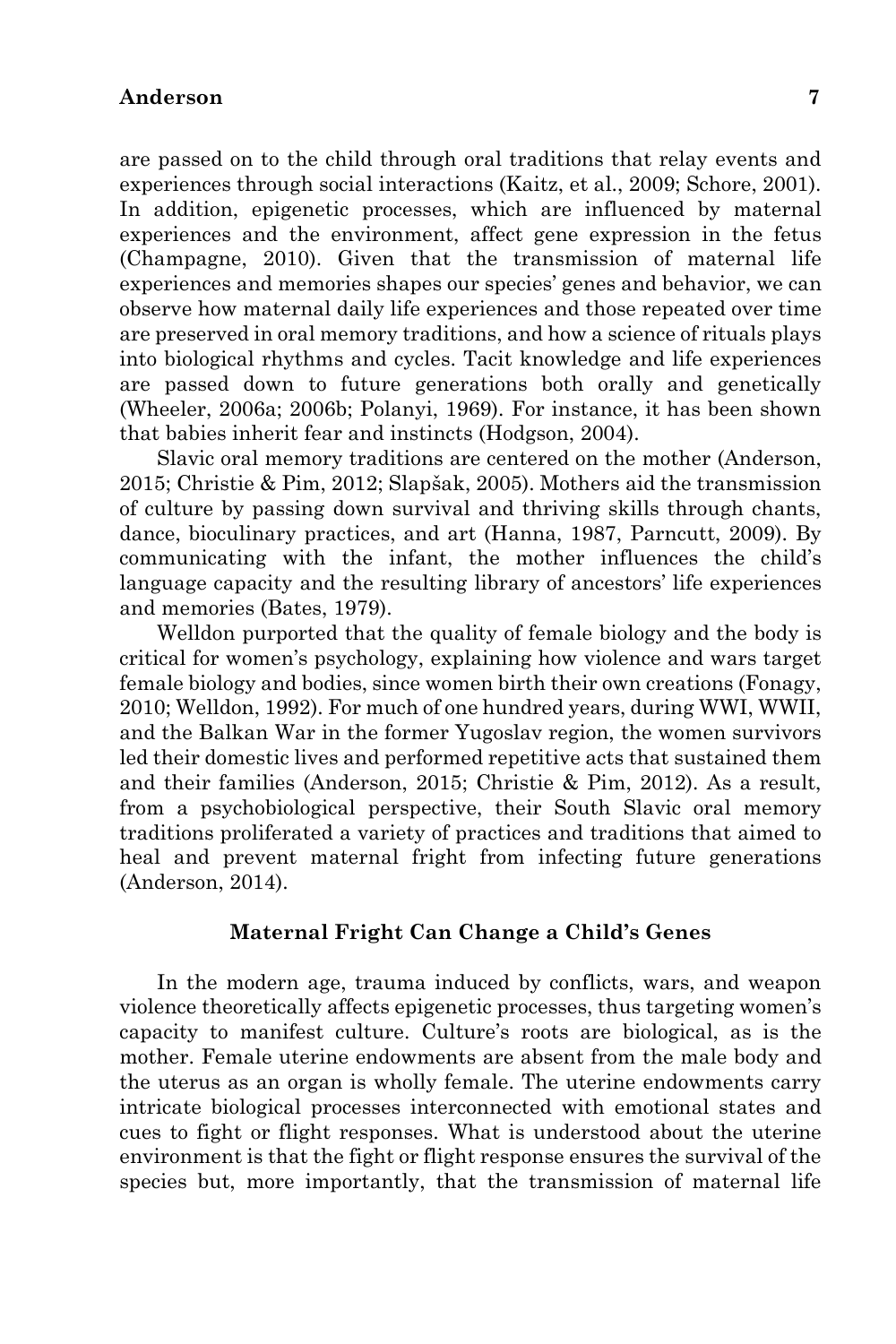are passed on to the child through oral traditions that relay events and experiences through social interactions (Kaitz, et al., 2009; Schore, 2001). In addition, epigenetic processes, which are influenced by maternal experiences and the environment, affect gene expression in the fetus (Champagne, 2010). Given that the transmission of maternal life experiences and memories shapes our species' genes and behavior, we can observe how maternal daily life experiences and those repeated over time are preserved in oral memory traditions, and how a science of rituals plays into biological rhythms and cycles. Tacit knowledge and life experiences are passed down to future generations both orally and genetically (Wheeler, 2006a; 2006b; Polanyi, 1969). For instance, it has been shown that babies inherit fear and instincts (Hodgson, 2004).

Slavic oral memory traditions are centered on the mother (Anderson, 2015; Christie & Pim, 2012; Slapšak, 2005). Mothers aid the transmission of culture by passing down survival and thriving skills through chants, dance, bioculinary practices, and art (Hanna, 1987, Parncutt, 2009). By communicating with the infant, the mother influences the child's language capacity and the resulting library of ancestors' life experiences and memories (Bates, 1979).

Welldon purported that the quality of female biology and the body is critical for women's psychology, explaining how violence and wars target female biology and bodies, since women birth their own creations (Fonagy, 2010; Welldon, 1992). For much of one hundred years, during WWI, WWII, and the Balkan War in the former Yugoslav region, the women survivors led their domestic lives and performed repetitive acts that sustained them and their families (Anderson, 2015; Christie & Pim, 2012). As a result, from a psychobiological perspective, their South Slavic oral memory traditions proliferated a variety of practices and traditions that aimed to heal and prevent maternal fright from infecting future generations (Anderson, 2014).

## Maternal Fright Can Change a Child's Genes

In the modern age, trauma induced by conflicts, wars, and weapon violence theoretically affects epigenetic processes, thus targeting women's capacity to manifest culture. Culture's roots are biological, as is the mother. Female uterine endowments are absent from the male body and the uterus as an organ is wholly female. The uterine endowments carry intricate biological processes interconnected with emotional states and cues to fight or flight responses. What is understood about the uterine environment is that the fight or flight response ensures the survival of the species but, more importantly, that the transmission of maternal life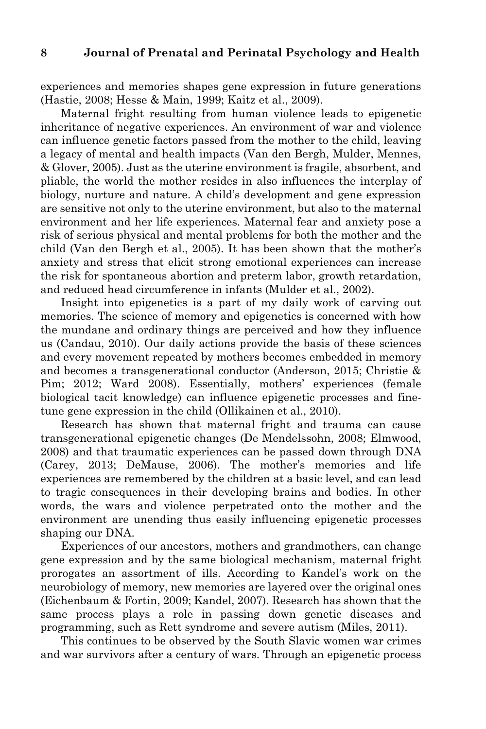experiences and memories shapes gene expression in future generations (Hastie, 2008; Hesse & Main, 1999; Kaitz et al., 2009).

Maternal fright resulting from human violence leads to epigenetic inheritance of negative experiences. An environment of war and violence can influence genetic factors passed from the mother to the child, leaving a legacy of mental and health impacts (Van den Bergh, Mulder, Mennes, & Glover, 2005). Just as the uterine environment is fragile, absorbent, and pliable, the world the mother resides in also influences the interplay of biology, nurture and nature. A child's development and gene expression are sensitive not only to the uterine environment, but also to the maternal environment and her life experiences. Maternal fear and anxiety pose a risk of serious physical and mental problems for both the mother and the child (Van den Bergh et al., 2005). It has been shown that the mother's anxiety and stress that elicit strong emotional experiences can increase the risk for spontaneous abortion and preterm labor, growth retardation, and reduced head circumference in infants (Mulder et al., 2002).

Insight into epigenetics is a part of my daily work of carving out memories. The science of memory and epigenetics is concerned with how the mundane and ordinary things are perceived and how they influence us (Candau, 2010). Our daily actions provide the basis of these sciences and every movement repeated by mothers becomes embedded in memory and becomes a transgenerational conductor (Anderson, 2015; Christie & Pim; 2012; Ward 2008). Essentially, mothers' experiences (female biological tacit knowledge) can influence epigenetic processes and fine-tune gene expression in the child (Ollikainen et al., 2010).

Research has shown that maternal fright and trauma can cause transgenerational epigenetic changes (De Mendelssohn, 2008; Elmwood, 2008) and that traumatic experiences can be passed down through DNA (Carey, 2013; DeMause, 2006). The mother's memories and life experiences are remembered by the children at a basic level, and can lead to tragic consequences in their developing brains and bodies. In other words, the wars and violence perpetrated onto the mother and the environment are unending thus easily influencing epigenetic processes shaping our DNA.

Experiences of our ancestors, mothers and grandmothers, can change gene expression and by the same biological mechanism, maternal fright prorogates an assortment of ills. According to Kandel's work on the neurobiology of memory, new memories are layered over the original ones (Eichenbaum & Fortin, 2009; Kandel, 2007). Research has shown that the same process plays a role in passing down genetic diseases and programming, such as Rett syndrome and severe autism (Miles, 2011).

This continues to be observed by the South Slavic women war crimes and war survivors after a century of wars. Through an epigenetic process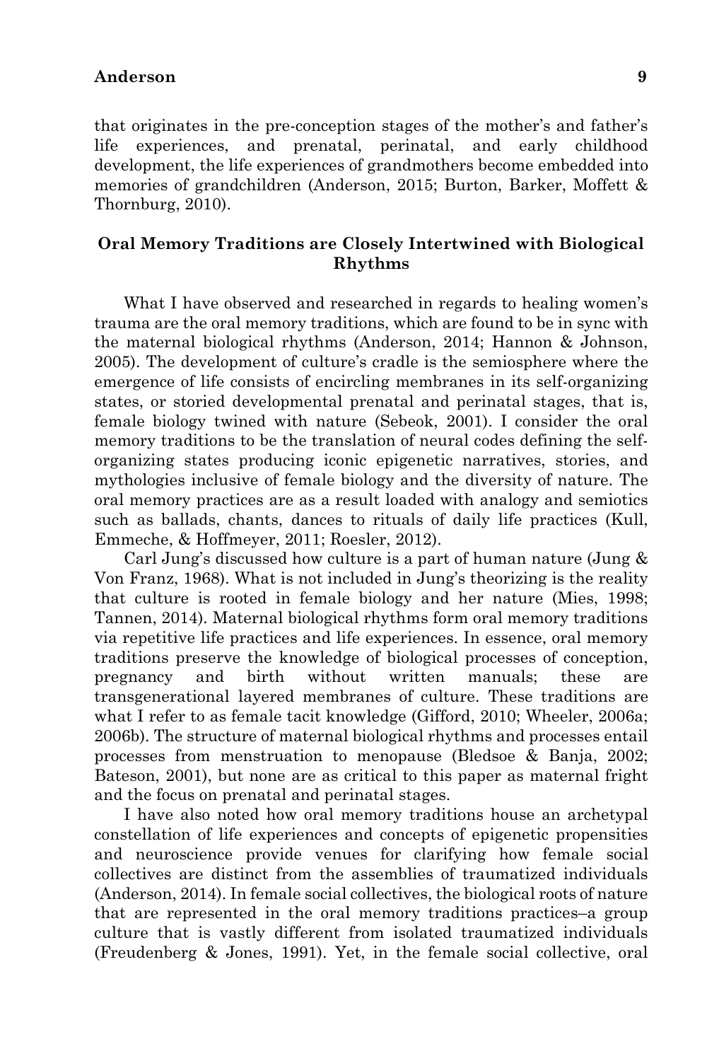that originates in the pre-conception stages of the mother's and father's life experiences, and prenatal, perinatal, and early childhood development, the life experiences of grandmothers become embedded into memories of grandchildren (Anderson, 2015; Burton, Barker, Moffett & Thornburg, 2010).

## Oral Memory Traditions are Closely Intertwined with Biological Rhythms

What I have observed and researched in regards to healing women's trauma are the oral memory traditions, which are found to be in sync with the maternal biological rhythms (Anderson, 2014; Hannon & Johnson, 2005). The development of culture's cradle is the semiosphere where the emergence of life consists of encircling membranes in its self-organizing states, or storied developmental prenatal and perinatal stages, that is, female biology twined with nature (Sebeok, 2001). I consider the oral memory traditions to be the translation of neural codes defining the self-organizing states producing iconic epigenetic narratives, stories, and mythologies inclusive of female biology and the diversity of nature. The oral memory practices are as a result loaded with analogy and semiotics such as ballads, chants, dances to rituals of daily life practices (Kull, Emmeche, & Hoffmeyer, 2011; Roesler, 2012).

Carl Jung's discussed how culture is a part of human nature (Jung & Von Franz, 1968). What is not included in Jung's theorizing is the reality that culture is rooted in female biology and her nature (Mies, 1998; Tannen, 2014). Maternal biological rhythms form oral memory traditions via repetitive life practices and life experiences. In essence, oral memory traditions preserve the knowledge of biological processes of conception, pregnancy and birth without written manuals; these are transgenerational layered membranes of culture. These traditions are what I refer to as female tacit knowledge (Gifford, 2010; Wheeler, 2006a; 2006b). The structure of maternal biological rhythms and processes entail processes from menstruation to menopause (Bledsoe & Banja, 2002; Bateson, 2001), but none are as critical to this paper as maternal fright and the focus on prenatal and perinatal stages.

I have also noted how oral memory traditions house an archetypal constellation of life experiences and concepts of epigenetic propensities and neuroscience provide venues for clarifying how female social collectives are distinct from the assemblies of traumatized individuals (Anderson, 2014). In female social collectives, the biological roots of nature that are represented in the oral memory traditions practices–a group culture that is vastly different from isolated traumatized individuals (Freudenberg & Jones, 1991). Yet, in the female social collective, oral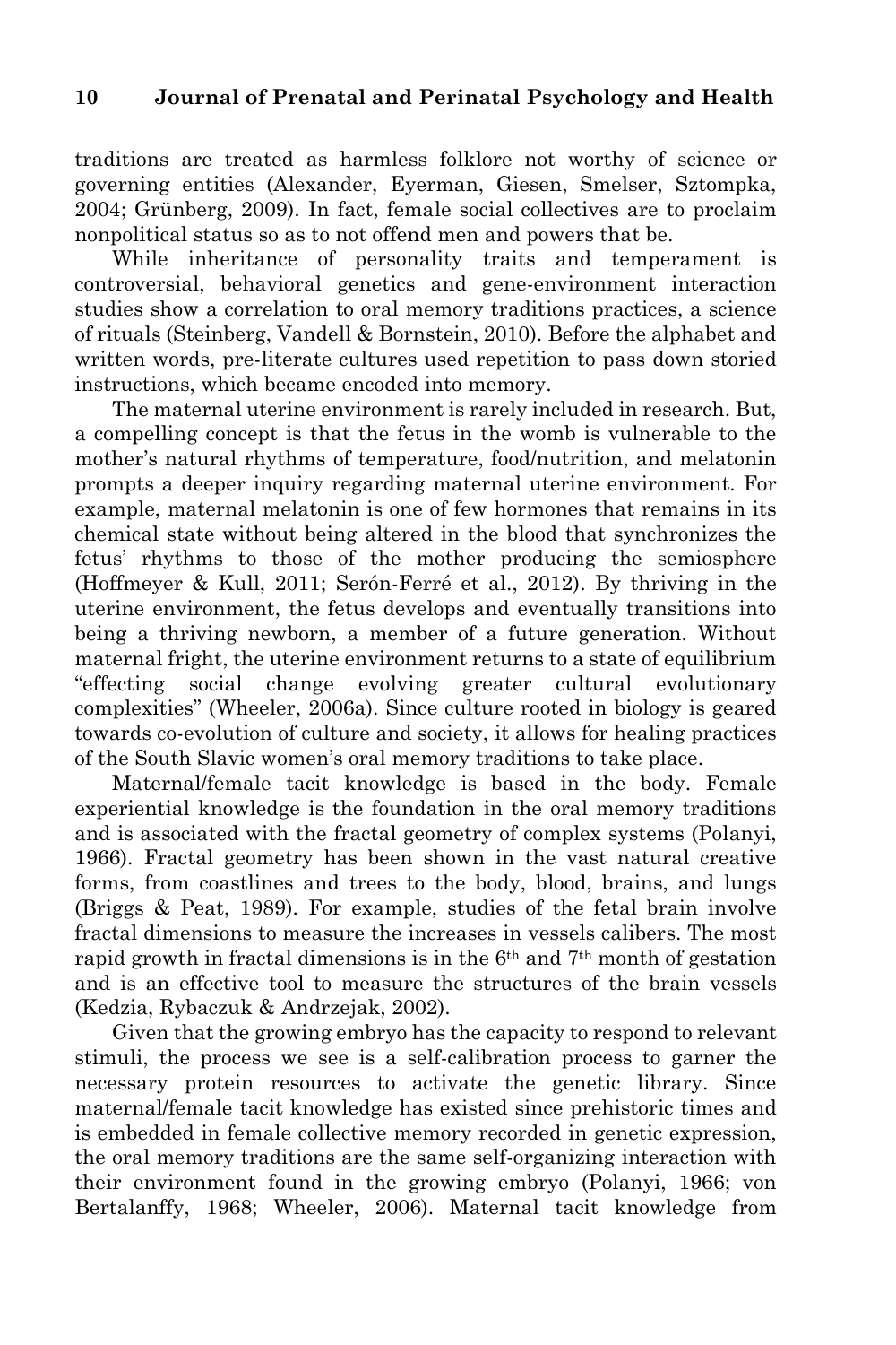traditions are treated as harmless folklore not worthy of science or governing entities (Alexander, Eyerman, Giesen, Smelser, Sztompka, 2004; Grünberg, 2009). In fact, female social collectives are to proclaim nonpolitical status so as to not offend men and powers that be.

While inheritance of personality traits and temperament is controversial, behavioral genetics and gene-environment interaction studies show a correlation to oral memory traditions practices, a science of rituals (Steinberg, Vandell & Bornstein, 2010). Before the alphabet and written words, pre-literate cultures used repetition to pass down storied instructions, which became encoded into memory.

The maternal uterine environment is rarely included in research. But, a compelling concept is that the fetus in the womb is vulnerable to the mother's natural rhythms of temperature, food/nutrition, and melatonin prompts a deeper inquiry regarding maternal uterine environment. For example, maternal melatonin is one of few hormones that remains in its chemical state without being altered in the blood that synchronizes the fetus' rhythms to those of the mother producing the semiosphere (Hoffmeyer & Kull, 2011; Serón-Ferré et al., 2012). By thriving in the uterine environment, the fetus develops and eventually transitions into being a thriving newborn, a member of a future generation. Without maternal fright, the uterine environment returns to a state of equilibrium "effecting social change evolving greater cultural evolutionary complexities" (Wheeler, 2006a). Since culture rooted in biology is geared towards co-evolution of culture and society, it allows for healing practices of the South Slavic women's oral memory traditions to take place.

Maternal/female tacit knowledge is based in the body. Female experiential knowledge is the foundation in the oral memory traditions and is associated with the fractal geometry of complex systems (Polanyi, 1966). Fractal geometry has been shown in the vast natural creative forms, from coastlines and trees to the body, blood, brains, and lungs (Briggs & Peat, 1989). For example, studies of the fetal brain involve fractal dimensions to measure the increases in vessels calibers. The most rapid growth in fractal dimensions is in the 6th and 7th month of gestation and is an effective tool to measure the structures of the brain vessels (Kedzia, Rybaczuk & Andrzejak, 2002).

Given that the growing embryo has the capacity to respond to relevant stimuli, the process we see is a self-calibration process to garner the necessary protein resources to activate the genetic library. Since maternal/female tacit knowledge has existed since prehistoric times and is embedded in female collective memory recorded in genetic expression, the oral memory traditions are the same self-organizing interaction with their environment found in the growing embryo (Polanyi, 1966; von Bertalanffy, 1968; Wheeler, 2006). Maternal tacit knowledge from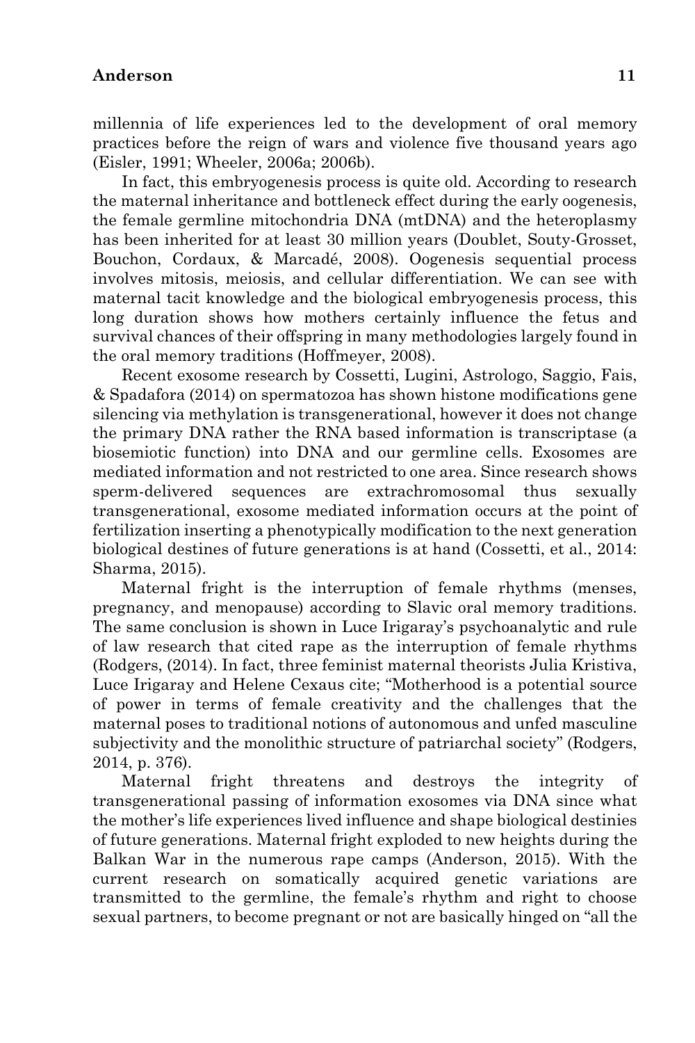millennia of life experiences led to the development of oral memory practices before the reign of wars and violence five thousand years ago (Eisler, 1991; Wheeler, 2006a; 2006b).

In fact, this embryogenesis process is quite old. According to research the maternal inheritance and bottleneck effect during the early oogenesis, the female germline mitochondria DNA (mtDNA) and the heteroplasmy has been inherited for at least 30 million years (Doublet, Souty-Grosset, Bouchon, Cordaux, & Marcadé, 2008). Oogenesis sequential process involves mitosis, meiosis, and cellular differentiation. We can see with maternal tacit knowledge and the biological embryogenesis process, this long duration shows how mothers certainly influence the fetus and survival chances of their offspring in many methodologies largely found in the oral memory traditions (Hoffmeyer, 2008).

Recent exosome research by Cossetti, Lugini, Astrologo, Saggio, Fais, & Spadafora (2014) on spermatozoa has shown histone modifications gene silencing via methylation is transgenerational, however it does not change the primary DNA rather the RNA based information is transcriptase (a biosemiotic function) into DNA and our germline cells. Exosomes are mediated information and not restricted to one area. Since research shows sperm-delivered sequences are extrachromosomal thus sexually transgenerational, exosome mediated information occurs at the point of fertilization inserting a phenotypically modification to the next generation biological destines of future generations is at hand (Cossetti, et al., 2014: Sharma, 2015).

Maternal fright is the interruption of female rhythms (menses, pregnancy, and menopause) according to Slavic oral memory traditions. The same conclusion is shown in Luce Irigaray's psychoanalytic and rule of law research that cited rape as the interruption of female rhythms (Rodgers, (2014). In fact, three feminist maternal theorists Julia Kristiva, Luce Irigaray and Helene Cexaus cite; "Motherhood is a potential source of power in terms of female creativity and the challenges that the maternal poses to traditional notions of autonomous and unfed masculine subjectivity and the monolithic structure of patriarchal society" (Rodgers, 2014, p. 376).

Maternal fright threatens and destroys the integrity of transgenerational passing of information exosomes via DNA since what the mother's life experiences lived influence and shape biological destinies of future generations. Maternal fright exploded to new heights during the Balkan War in the numerous rape camps (Anderson, 2015). With the current research on somatically acquired genetic variations are transmitted to the germline, the female's rhythm and right to choose sexual partners, to become pregnant or not are basically hinged on "all the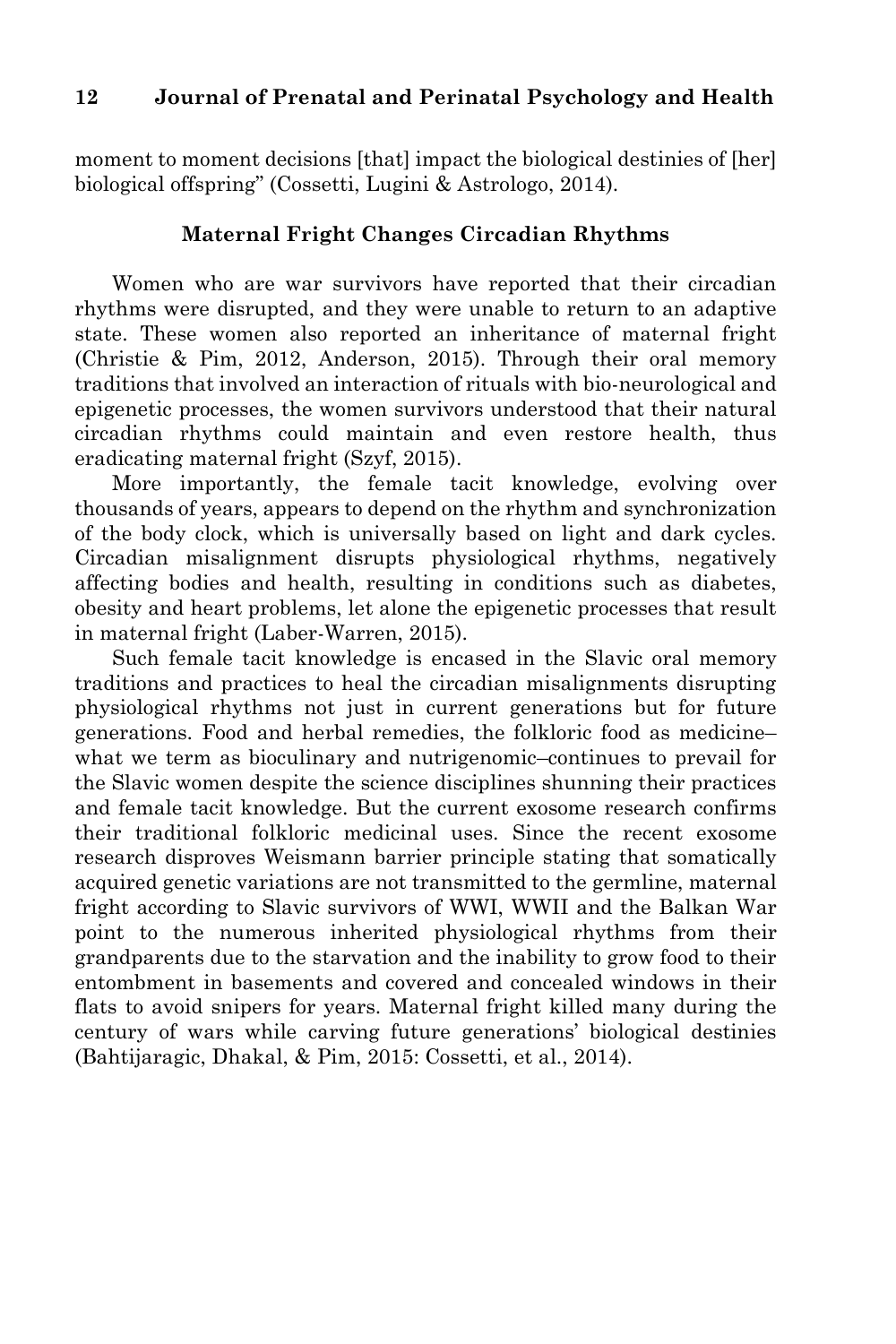moment to moment decisions [that] impact the biological destinies of [her] biological offspring" (Cossetti, Lugini & Astrologo, 2014).

### Maternal Fright Changes Circadian Rhythms

Women who are war survivors have reported that their circadian rhythms were disrupted, and they were unable to return to an adaptive state. These women also reported an inheritance of maternal fright (Christie & Pim, 2012, Anderson, 2015). Through their oral memory traditions that involved an interaction of rituals with bio-neurological and epigenetic processes, the women survivors understood that their natural circadian rhythms could maintain and even restore health, thus eradicating maternal fright (Szyf, 2015).

More importantly, the female tacit knowledge, evolving over thousands of years, appears to depend on the rhythm and synchronization of the body clock, which is universally based on light and dark cycles. Circadian misalignment disrupts physiological rhythms, negatively affecting bodies and health, resulting in conditions such as diabetes, obesity and heart problems, let alone the epigenetic processes that result in maternal fright (Laber-Warren, 2015).

Such female tacit knowledge is encased in the Slavic oral memory traditions and practices to heal the circadian misalignments disrupting physiological rhythms not just in current generations but for future generations. Food and herbal remedies, the folkloric food as medicine–what we term as bioculinary and nutrigenomic–continues to prevail for the Slavic women despite the science disciplines shunning their practices and female tacit knowledge. But the current exosome research confirms their traditional folkloric medicinal uses. Since the recent exosome research disproves Weismann barrier principle stating that somatically acquired genetic variations are not transmitted to the germline, maternal fright according to Slavic survivors of WWI, WWII and the Balkan War point to the numerous inherited physiological rhythms from their grandparents due to the starvation and the inability to grow food to their entombment in basements and covered and concealed windows in their flats to avoid snipers for years. Maternal fright killed many during the century of wars while carving future generations' biological destinies (Bahtijaragic, Dhakal, & Pim, 2015: Cossetti, et al., 2014).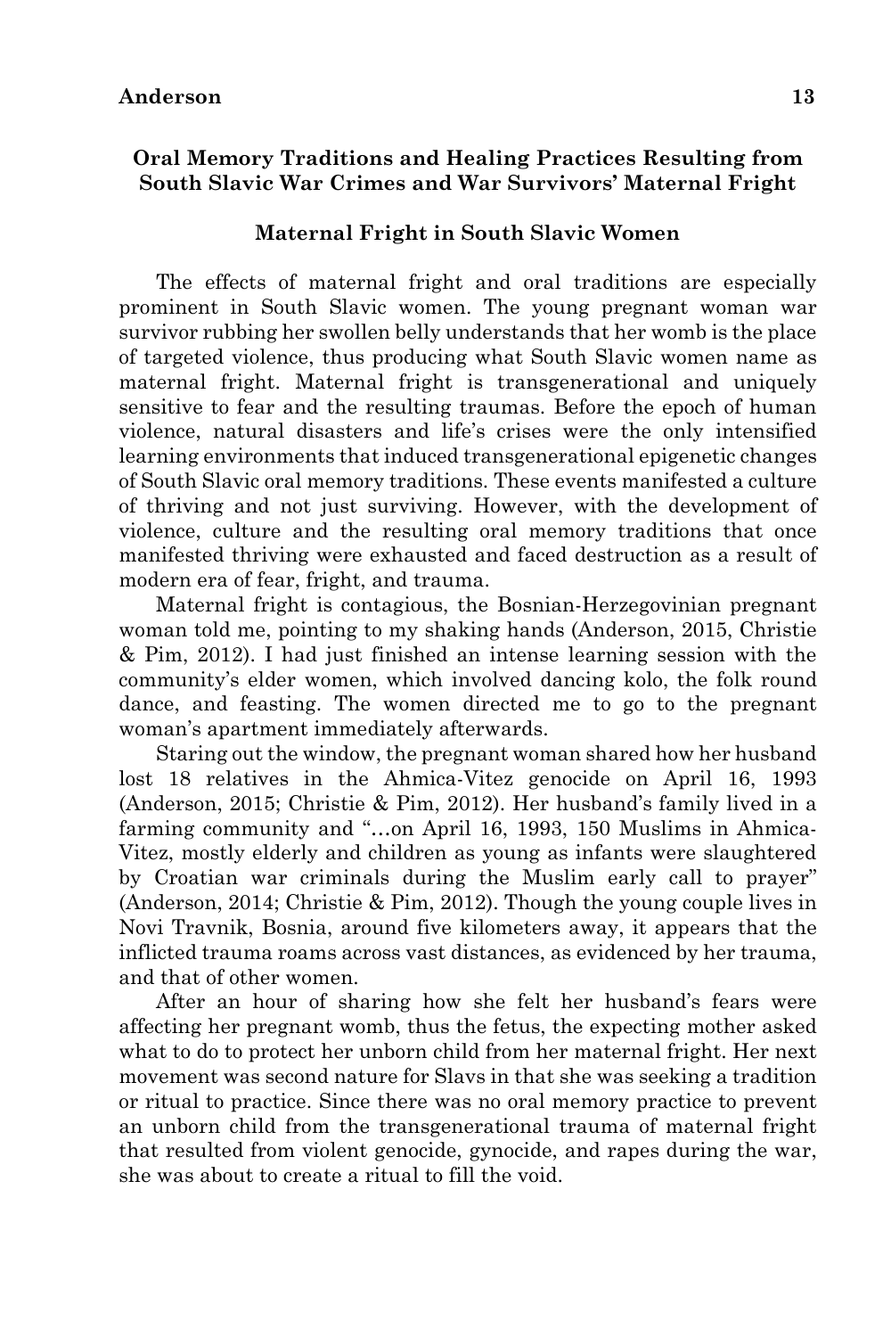## Oral Memory Traditions and Healing Practices Resulting from South Slavic War Crimes and War Survivors' Maternal Fright

### Maternal Fright in South Slavic Women

The effects of maternal fright and oral traditions are especially prominent in South Slavic women. The young pregnant woman war survivor rubbing her swollen belly understands that her womb is the place of targeted violence, thus producing what South Slavic women name as maternal fright. Maternal fright is transgenerational and uniquely sensitive to fear and the resulting traumas. Before the epoch of human violence, natural disasters and life's crises were the only intensified learning environments that induced transgenerational epigenetic changes of South Slavic oral memory traditions. These events manifested a culture of thriving and not just surviving. However, with the development of violence, culture and the resulting oral memory traditions that once manifested thriving were exhausted and faced destruction as a result of modern era of fear, fright, and trauma.

Maternal fright is contagious, the Bosnian-Herzegovinian pregnant woman told me, pointing to my shaking hands (Anderson, 2015, Christie & Pim, 2012). I had just finished an intense learning session with the community's elder women, which involved dancing kolo, the folk round dance, and feasting. The women directed me to go to the pregnant woman's apartment immediately afterwards.

Staring out the window, the pregnant woman shared how her husband lost 18 relatives in the Ahmica-Vitez genocide on April 16, 1993 (Anderson, 2015; Christie & Pim, 2012). Her husband's family lived in a farming community and "…on April 16, 1993, 150 Muslims in Ahmica-Vitez, mostly elderly and children as young as infants were slaughtered by Croatian war criminals during the Muslim early call to prayer" (Anderson, 2014; Christie & Pim, 2012). Though the young couple lives in Novi Travnik, Bosnia, around five kilometers away, it appears that the inflicted trauma roams across vast distances, as evidenced by her trauma, and that of other women.

After an hour of sharing how she felt her husband's fears were affecting her pregnant womb, thus the fetus, the expecting mother asked what to do to protect her unborn child from her maternal fright. Her next movement was second nature for Slavs in that she was seeking a tradition or ritual to practice. Since there was no oral memory practice to prevent an unborn child from the transgenerational trauma of maternal fright that resulted from violent genocide, gynocide, and rapes during the war, she was about to create a ritual to fill the void.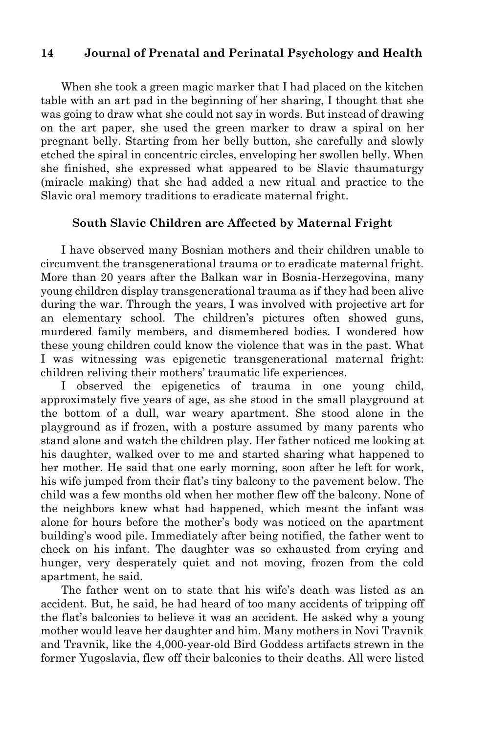When she took a green magic marker that I had placed on the kitchen table with an art pad in the beginning of her sharing, I thought that she was going to draw what she could not say in words. But instead of drawing on the art paper, she used the green marker to draw a spiral on her pregnant belly. Starting from her belly button, she carefully and slowly etched the spiral in concentric circles, enveloping her swollen belly. When she finished, she expressed what appeared to be Slavic thaumaturgy (miracle making) that she had added a new ritual and practice to the Slavic oral memory traditions to eradicate maternal fright.

## South Slavic Children are Affected by Maternal Fright

I have observed many Bosnian mothers and their children unable to circumvent the transgenerational trauma or to eradicate maternal fright. More than 20 years after the Balkan war in Bosnia-Herzegovina, many young children display transgenerational trauma as if they had been alive during the war. Through the years, I was involved with projective art for an elementary school. The children's pictures often showed guns, murdered family members, and dismembered bodies. I wondered how these young children could know the violence that was in the past. What I was witnessing was epigenetic transgenerational maternal fright: children reliving their mothers' traumatic life experiences.

I observed the epigenetics of trauma in one young child, approximately five years of age, as she stood in the small playground at the bottom of a dull, war weary apartment. She stood alone in the playground as if frozen, with a posture assumed by many parents who stand alone and watch the children play. Her father noticed me looking at his daughter, walked over to me and started sharing what happened to her mother. He said that one early morning, soon after he left for work, his wife jumped from their flat's tiny balcony to the pavement below. The child was a few months old when her mother flew off the balcony. None of the neighbors knew what had happened, which meant the infant was alone for hours before the mother's body was noticed on the apartment building's wood pile. Immediately after being notified, the father went to check on his infant. The daughter was so exhausted from crying and hunger, very desperately quiet and not moving, frozen from the cold apartment, he said.

The father went on to state that his wife's death was listed as an accident. But, he said, he had heard of too many accidents of tripping off the flat's balconies to believe it was an accident. He asked why a young mother would leave her daughter and him. Many mothers in Novi Travnik and Travnik, like the 4,000-year-old Bird Goddess artifacts strewn in the former Yugoslavia, flew off their balconies to their deaths. All were listed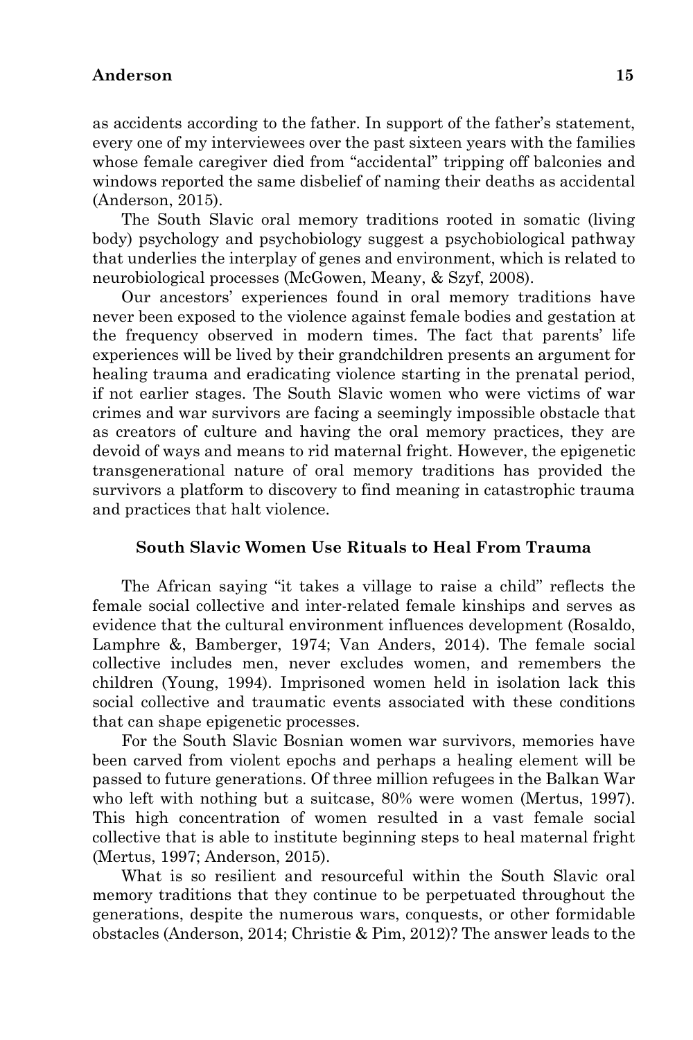as accidents according to the father. In support of the father's statement, every one of my interviewees over the past sixteen years with the families whose female caregiver died from "accidental" tripping off balconies and windows reported the same disbelief of naming their deaths as accidental (Anderson, 2015).

The South Slavic oral memory traditions rooted in somatic (living body) psychology and psychobiology suggest a psychobiological pathway that underlies the interplay of genes and environment, which is related to neurobiological processes (McGowen, Meany, & Szyf, 2008).

Our ancestors' experiences found in oral memory traditions have never been exposed to the violence against female bodies and gestation at the frequency observed in modern times. The fact that parents' life experiences will be lived by their grandchildren presents an argument for healing trauma and eradicating violence starting in the prenatal period, if not earlier stages. The South Slavic women who were victims of war crimes and war survivors are facing a seemingly impossible obstacle that as creators of culture and having the oral memory practices, they are devoid of ways and means to rid maternal fright. However, the epigenetic transgenerational nature of oral memory traditions has provided the survivors a platform to discovery to find meaning in catastrophic trauma and practices that halt violence.

### South Slavic Women Use Rituals to Heal From Trauma

The African saying "it takes a village to raise a child" reflects the female social collective and inter-related female kinships and serves as evidence that the cultural environment influences development (Rosaldo, Lamphre &, Bamberger, 1974; Van Anders, 2014). The female social collective includes men, never excludes women, and remembers the children (Young, 1994). Imprisoned women held in isolation lack this social collective and traumatic events associated with these conditions that can shape epigenetic processes.

For the South Slavic Bosnian women war survivors, memories have been carved from violent epochs and perhaps a healing element will be passed to future generations. Of three million refugees in the Balkan War who left with nothing but a suitcase, 80% were women (Mertus, 1997). This high concentration of women resulted in a vast female social collective that is able to institute beginning steps to heal maternal fright (Mertus, 1997; Anderson, 2015).

What is so resilient and resourceful within the South Slavic oral memory traditions that they continue to be perpetuated throughout the generations, despite the numerous wars, conquests, or other formidable obstacles (Anderson, 2014; Christie & Pim, 2012)? The answer leads to the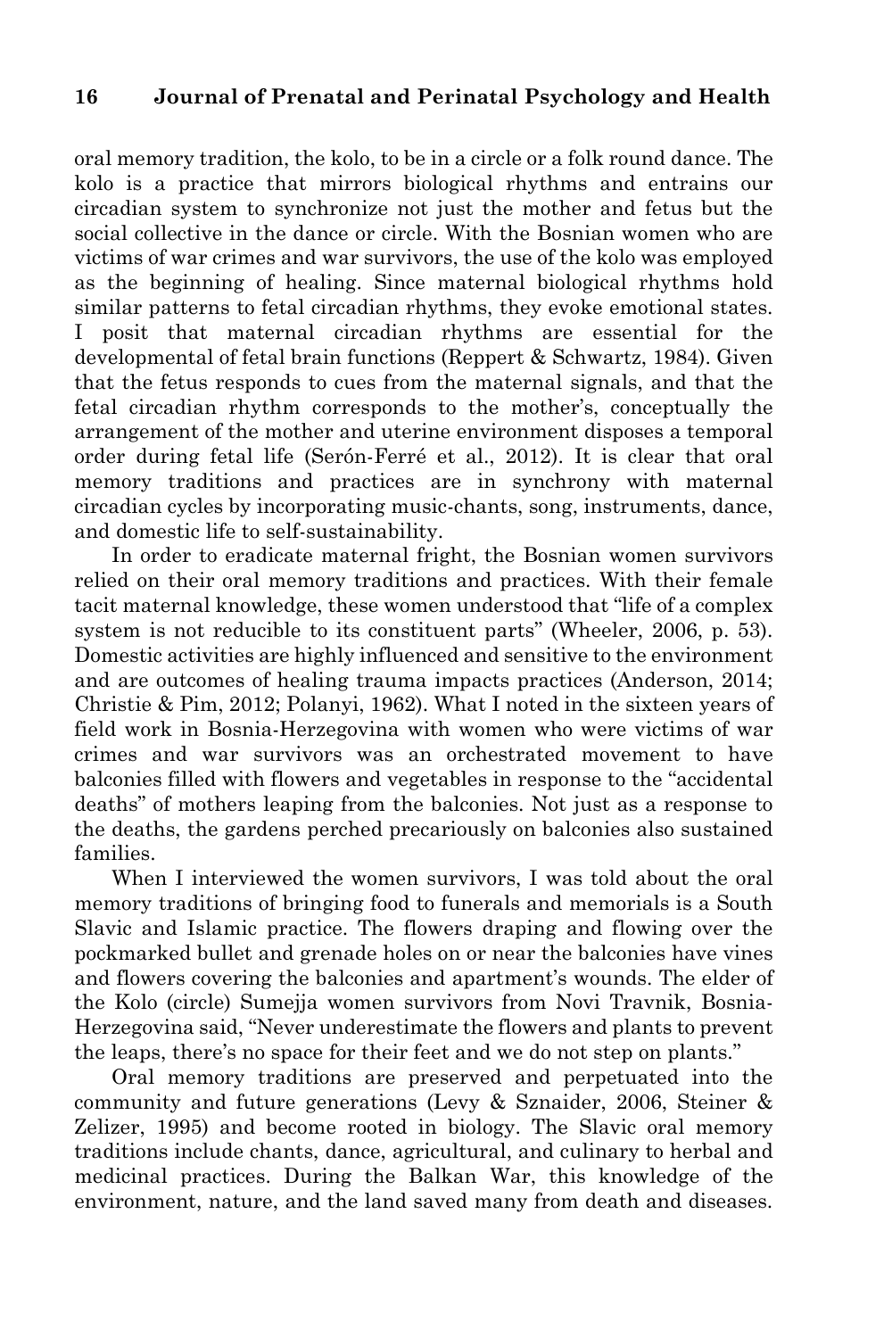oral memory tradition, the kolo, to be in a circle or a folk round dance. The kolo is a practice that mirrors biological rhythms and entrains our circadian system to synchronize not just the mother and fetus but the social collective in the dance or circle. With the Bosnian women who are victims of war crimes and war survivors, the use of the kolo was employed as the beginning of healing. Since maternal biological rhythms hold similar patterns to fetal circadian rhythms, they evoke emotional states. I posit that maternal circadian rhythms are essential for the developmental of fetal brain functions (Reppert & Schwartz, 1984). Given that the fetus responds to cues from the maternal signals, and that the fetal circadian rhythm corresponds to the mother's, conceptually the arrangement of the mother and uterine environment disposes a temporal order during fetal life (Serón-Ferré et al., 2012). It is clear that oral memory traditions and practices are in synchrony with maternal circadian cycles by incorporating music-chants, song, instruments, dance, and domestic life to self-sustainability.

In order to eradicate maternal fright, the Bosnian women survivors relied on their oral memory traditions and practices. With their female tacit maternal knowledge, these women understood that "life of a complex system is not reducible to its constituent parts" (Wheeler, 2006, p. 53). Domestic activities are highly influenced and sensitive to the environment and are outcomes of healing trauma impacts practices (Anderson, 2014; Christie & Pim, 2012; Polanyi, 1962). What I noted in the sixteen years of field work in Bosnia-Herzegovina with women who were victims of war crimes and war survivors was an orchestrated movement to have balconies filled with flowers and vegetables in response to the "accidental deaths" of mothers leaping from the balconies. Not just as a response to the deaths, the gardens perched precariously on balconies also sustained families.

When I interviewed the women survivors, I was told about the oral memory traditions of bringing food to funerals and memorials is a South Slavic and Islamic practice. The flowers draping and flowing over the pockmarked bullet and grenade holes on or near the balconies have vines and flowers covering the balconies and apartment's wounds. The elder of the Kolo (circle) Sumejja women survivors from Novi Travnik, Bosnia-Herzegovina said, "Never underestimate the flowers and plants to prevent the leaps, there's no space for their feet and we do not step on plants."

Oral memory traditions are preserved and perpetuated into the community and future generations (Levy & Sznaider, 2006, Steiner & Zelizer, 1995) and become rooted in biology. The Slavic oral memory traditions include chants, dance, agricultural, and culinary to herbal and medicinal practices. During the Balkan War, this knowledge of the environment, nature, and the land saved many from death and diseases.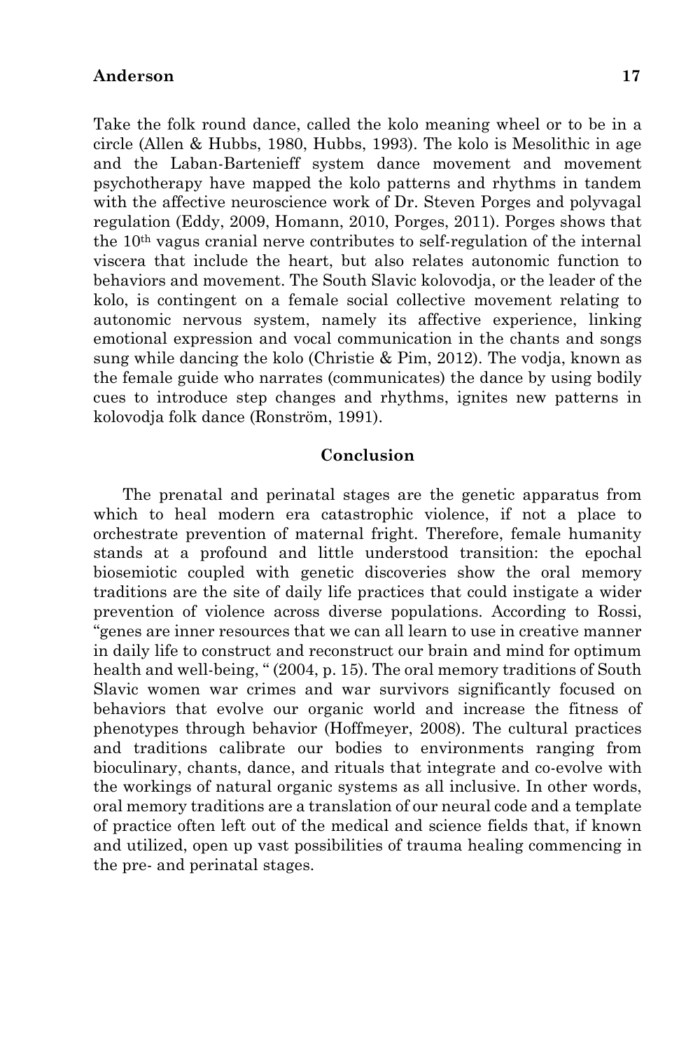Take the folk round dance, called the kolo meaning wheel or to be in a circle (Allen & Hubbs, 1980, Hubbs, 1993). The kolo is Mesolithic in age and the Laban-Bartenieff system dance movement and movement psychotherapy have mapped the kolo patterns and rhythms in tandem with the affective neuroscience work of Dr. Steven Porges and polyvagal regulation (Eddy, 2009, Homann, 2010, Porges, 2011). Porges shows that the 10th vagus cranial nerve contributes to self-regulation of the internal viscera that include the heart, but also relates autonomic function to behaviors and movement. The South Slavic kolovodja, or the leader of the kolo, is contingent on a female social collective movement relating to autonomic nervous system, namely its affective experience, linking emotional expression and vocal communication in the chants and songs sung while dancing the kolo (Christie & Pim, 2012). The vodja, known as the female guide who narrates (communicates) the dance by using bodily cues to introduce step changes and rhythms, ignites new patterns in kolovodja folk dance (Ronström, 1991).

## Conclusion

The prenatal and perinatal stages are the genetic apparatus from which to heal modern era catastrophic violence, if not a place to orchestrate prevention of maternal fright. Therefore, female humanity stands at a profound and little understood transition: the epochal biosemiotic coupled with genetic discoveries show the oral memory traditions are the site of daily life practices that could instigate a wider prevention of violence across diverse populations. According to Rossi, "genes are inner resources that we can all learn to use in creative manner in daily life to construct and reconstruct our brain and mind for optimum health and well-being, " (2004, p. 15). The oral memory traditions of South Slavic women war crimes and war survivors significantly focused on behaviors that evolve our organic world and increase the fitness of phenotypes through behavior (Hoffmeyer, 2008). The cultural practices and traditions calibrate our bodies to environments ranging from bioculinary, chants, dance, and rituals that integrate and co-evolve with the workings of natural organic systems as all inclusive. In other words, oral memory traditions are a translation of our neural code and a template of practice often left out of the medical and science fields that, if known and utilized, open up vast possibilities of trauma healing commencing in the pre- and perinatal stages.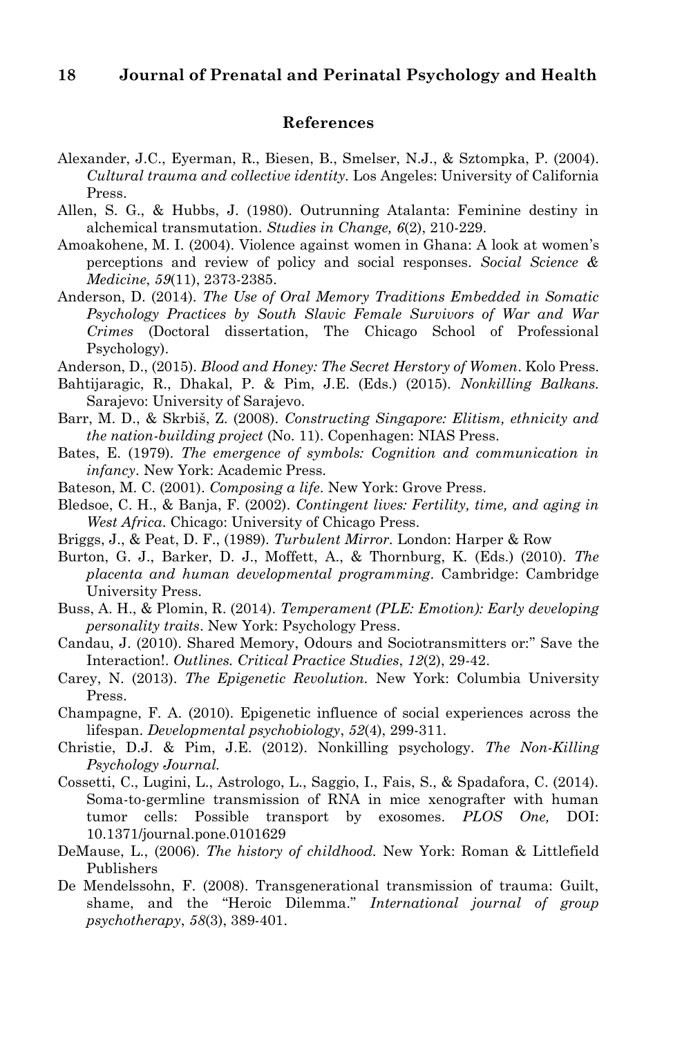## References

Alexander, J.C., Eyerman, R., Biesen, B., Smelser, N.J., & Sztompka, P. (2004). *Cultural trauma and collective identity.* Los Angeles: University of California Press.

Allen, S. G., & Hubbs, J. (1980). Outrunning Atalanta: Feminine destiny in alchemical transmutation. *Studies in Change, 6*(2), 210-229.

Amoakohene, M. I. (2004). Violence against women in Ghana: A look at women's perceptions and review of policy and social responses. *Social Science & Medicine*, *59*(11), 2373-2385.

Anderson, D. (2014). *The Use of Oral Memory Traditions Embedded in Somatic Psychology Practices by South Slavic Female Survivors of War and War Crimes* (Doctoral dissertation, The Chicago School of Professional Psychology).

Anderson, D., (2015). *Blood and Honey: The Secret Herstory of Women*. Kolo Press.

Bahtijaragic, R., Dhakal, P. & Pim, J.E. (Eds.) (2015). *Nonkilling Balkans.* Sarajevo: University of Sarajevo.

Barr, M. D., & Skrbiš, Z. (2008). *Constructing Singapore: Elitism, ethnicity and the nation-building project* (No. 11). Copenhagen: NIAS Press.

Bates, E. (1979). *The emergence of symbols: Cognition and communication in infancy*. New York: Academic Press.

Bateson, M. C. (2001). *Composing a life*. New York: Grove Press.

Bledsoe, C. H., & Banja, F. (2002). *Contingent lives: Fertility, time, and aging in West Africa*. Chicago: University of Chicago Press.

Briggs, J., & Peat, D. F., (1989). *Turbulent Mirror.* London: Harper & Row

Burton, G. J., Barker, D. J., Moffett, A., & Thornburg, K. (Eds.) (2010). *The placenta and human developmental programming*. Cambridge: Cambridge University Press.

Buss, A. H., & Plomin, R. (2014). *Temperament (PLE: Emotion): Early developing personality traits*. New York: Psychology Press.

Candau, J. (2010). Shared Memory, Odours and Sociotransmitters or:" Save the Interaction!. *Outlines. Critical Practice Studies*, *12*(2), 29-42.

Carey, N. (2013). *The Epigenetic Revolution.* New York: Columbia University Press.

Champagne, F. A. (2010). Epigenetic influence of social experiences across the lifespan. *Developmental psychobiology*, *52*(4), 299-311.

Christie, D.J. & Pim, J.E. (2012). Nonkilling psychology. *The Non-Killing Psychology Journal.*

Cossetti, C., Lugini, L., Astrologo, L., Saggio, I., Fais, S., & Spadafora, C. (2014). Soma-to-germline transmission of RNA in mice xenografter with human tumor cells: Possible transport by exosomes. *PLOS One,* DOI: 10.1371/journal.pone.0101629

DeMause, L., (2006). *The history of childhood.* New York: Roman & Littlefield Publishers

De Mendelssohn, F. (2008). Transgenerational transmission of trauma: Guilt, shame, and the "Heroic Dilemma." *International journal of group psychotherapy*, *58*(3), 389-401.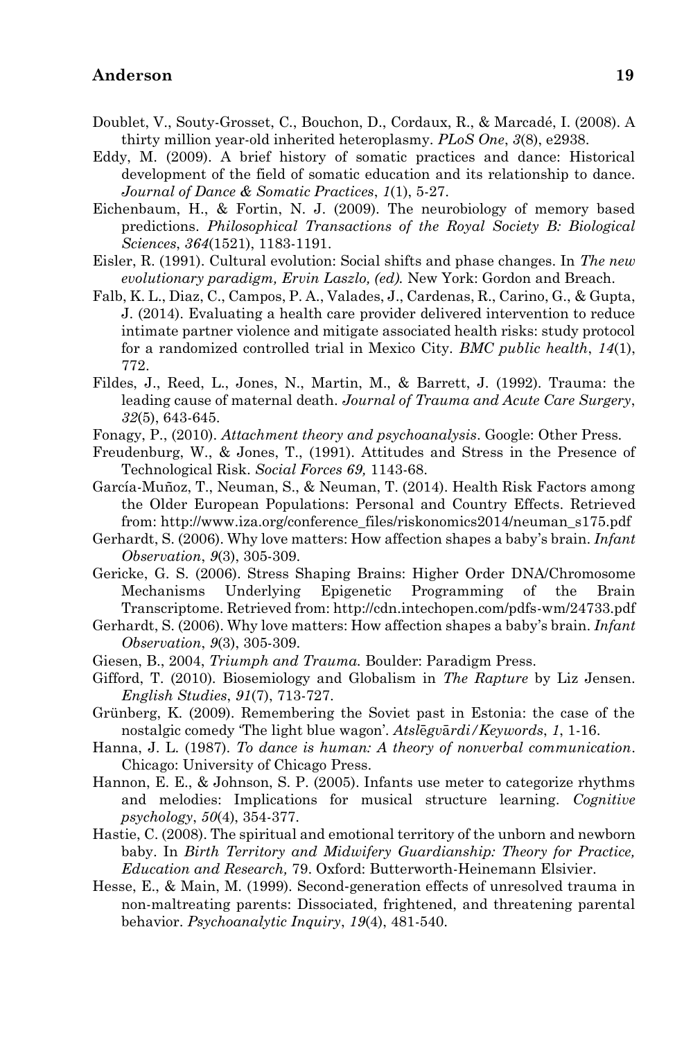Doublet, V., Souty-Grosset, C., Bouchon, D., Cordaux, R., & Marcadé, I. (2008). A thirty million year-old inherited heteroplasmy. *PLoS One*, *3*(8), e2938.

Eddy, M. (2009). A brief history of somatic practices and dance: Historical development of the field of somatic education and its relationship to dance. *Journal of Dance & Somatic Practices*, *1*(1), 5-27.

Eichenbaum, H., & Fortin, N. J. (2009). The neurobiology of memory based predictions. *Philosophical Transactions of the Royal Society B: Biological Sciences*, *364*(1521), 1183-1191.

Eisler, R. (1991). Cultural evolution: Social shifts and phase changes. In *The new evolutionary paradigm, Ervin Laszlo, (ed).* New York: Gordon and Breach.

Falb, K. L., Diaz, C., Campos, P. A., Valades, J., Cardenas, R., Carino, G., & Gupta, J. (2014). Evaluating a health care provider delivered intervention to reduce intimate partner violence and mitigate associated health risks: study protocol for a randomized controlled trial in Mexico City. *BMC public health*, *14*(1), 772.

Fildes, J., Reed, L., Jones, N., Martin, M., & Barrett, J. (1992). Trauma: the leading cause of maternal death. *Journal of Trauma and Acute Care Surgery*, *32*(5), 643-645.

Fonagy, P., (2010). *Attachment theory and psychoanalysis*. Google: Other Press.

Freudenburg, W., & Jones, T., (1991). Attitudes and Stress in the Presence of Technological Risk. *Social Forces 69,* 1143-68.

García-Muñoz, T., Neuman, S., & Neuman, T. (2014). Health Risk Factors among the Older European Populations: Personal and Country Effects. Retrieved from: http://www.iza.org/conference_files/riskonomics2014/neuman_s175.pdf

Gerhardt, S. (2006). Why love matters: How affection shapes a baby's brain. *Infant Observation*, *9*(3), 305-309.

Gericke, G. S. (2006). Stress Shaping Brains: Higher Order DNA/Chromosome Mechanisms Underlying Epigenetic Programming of the Brain Transcriptome. Retrieved from: http://cdn.intechopen.com/pdfs-wm/24733.pdf

Gerhardt, S. (2006). Why love matters: How affection shapes a baby's brain. *Infant Observation*, *9*(3), 305-309.

Giesen, B., 2004, *Triumph and Trauma.* Boulder: Paradigm Press.

Gifford, T. (2010). Biosemiology and Globalism in *The Rapture* by Liz Jensen. *English Studies*, *91*(7), 713-727.

Grünberg, K. (2009). Remembering the Soviet past in Estonia: the case of the nostalgic comedy 'The light blue wagon'. *Atslēgvārdi/Keywords*, *1*, 1-16.

Hanna, J. L. (1987). *To dance is human: A theory of nonverbal communication*. Chicago: University of Chicago Press.

Hannon, E. E., & Johnson, S. P. (2005). Infants use meter to categorize rhythms and melodies: Implications for musical structure learning. *Cognitive psychology*, *50*(4), 354-377.

Hastie, C. (2008). The spiritual and emotional territory of the unborn and newborn baby. In *Birth Territory and Midwifery Guardianship: Theory for Practice, Education and Research,* 79. Oxford: Butterworth-Heinemann Elsivier.

Hesse, E., & Main, M. (1999). Second-generation effects of unresolved trauma in non-maltreating parents: Dissociated, frightened, and threatening parental behavior. *Psychoanalytic Inquiry*, *19*(4), 481-540.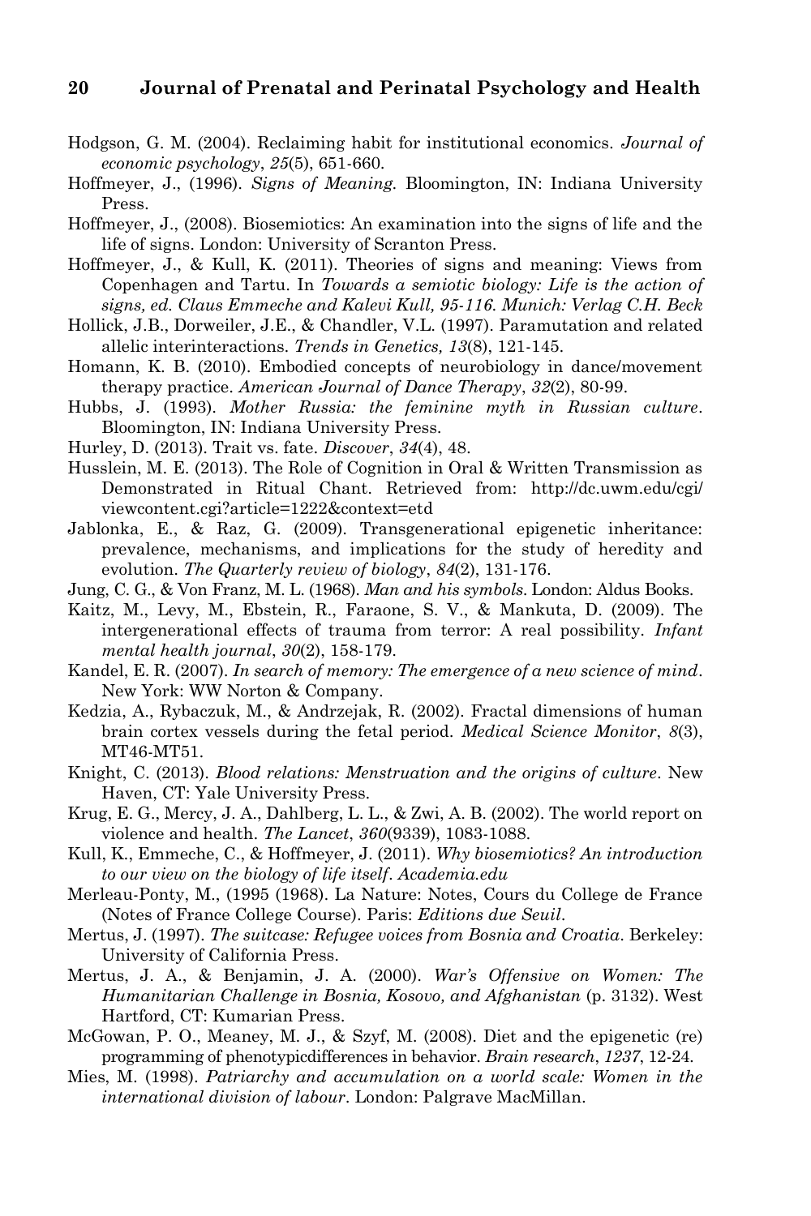Hodgson, G. M. (2004). Reclaiming habit for institutional economics. *Journal of economic psychology*, *25*(5), 651-660.

Hoffmeyer, J., (1996). *Signs of Meaning.* Bloomington, IN: Indiana University Press.

Hoffmeyer, J., (2008). Biosemiotics: An examination into the signs of life and the life of signs. London: University of Scranton Press.

Hoffmeyer, J., & Kull, K. (2011). Theories of signs and meaning: Views from Copenhagen and Tartu. In *Towards a semiotic biology: Life is the action of signs, ed. Claus Emmeche and Kalevi Kull, 95-116. Munich: Verlag C.H. Beck*

Hollick, J.B., Dorweiler, J.E., & Chandler, V.L. (1997). Paramutation and related allelic interinteractions. *Trends in Genetics, 13*(8), 121-145.

Homann, K. B. (2010). Embodied concepts of neurobiology in dance/movement therapy practice. *American Journal of Dance Therapy*, *32*(2), 80-99.

Hubbs, J. (1993). *Mother Russia: the feminine myth in Russian culture*. Bloomington, IN: Indiana University Press.

Hurley, D. (2013). Trait vs. fate. *Discover*, *34*(4), 48.

Husslein, M. E. (2013). The Role of Cognition in Oral & Written Transmission as Demonstrated in Ritual Chant. Retrieved from: http://dc.uwm.edu/cgi/viewcontent.cgi?article=1222&context=etd

Jablonka, E., & Raz, G. (2009). Transgenerational epigenetic inheritance: prevalence, mechanisms, and implications for the study of heredity and evolution. *The Quarterly review of biology*, *84*(2), 131-176.

Jung, C. G., & Von Franz, M. L. (1968). *Man and his symbols*. London: Aldus Books.

Kaitz, M., Levy, M., Ebstein, R., Faraone, S. V., & Mankuta, D. (2009). The intergenerational effects of trauma from terror: A real possibility. *Infant mental health journal*, *30*(2), 158-179.

Kandel, E. R. (2007). *In search of memory: The emergence of a new science of mind*. New York: WW Norton & Company.

Kedzia, A., Rybaczuk, M., & Andrzejak, R. (2002). Fractal dimensions of human brain cortex vessels during the fetal period. *Medical Science Monitor*, *8*(3), MT46-MT51.

Knight, C. (2013). *Blood relations: Menstruation and the origins of culture*. New Haven, CT: Yale University Press.

Krug, E. G., Mercy, J. A., Dahlberg, L. L., & Zwi, A. B. (2002). The world report on violence and health. *The Lancet*, *360*(9339), 1083-1088.

Kull, K., Emmeche, C., & Hoffmeyer, J. (2011). *Why biosemiotics? An introduction to our view on the biology of life itself*. *Academia.edu*

Merleau-Ponty, M., (1995 (1968). La Nature: Notes, Cours du College de France (Notes of France College Course). Paris: *Editions due Seuil*.

Mertus, J. (1997). *The suitcase: Refugee voices from Bosnia and Croatia*. Berkeley: University of California Press.

Mertus, J. A., & Benjamin, J. A. (2000). *War's Offensive on Women: The Humanitarian Challenge in Bosnia, Kosovo, and Afghanistan* (p. 3132). West Hartford, CT: Kumarian Press.

McGowan, P. O., Meaney, M. J., & Szyf, M. (2008). Diet and the epigenetic (re) programming of phenotypicdifferences in behavior. *Brain research*, *1237*, 12-24.

Mies, M. (1998). *Patriarchy and accumulation on a world scale: Women in the international division of labour*. London: Palgrave MacMillan.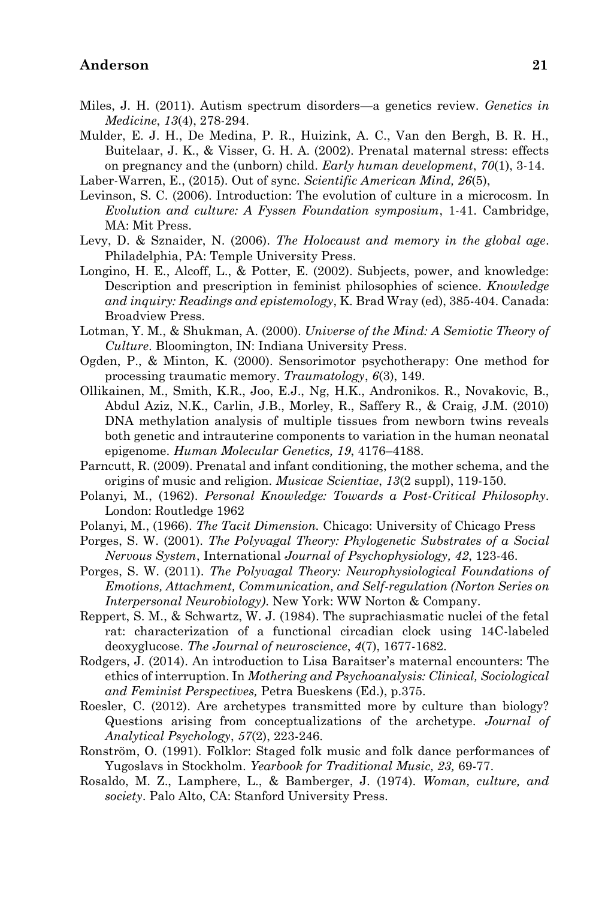Miles, J. H. (2011). Autism spectrum disorders—a genetics review. *Genetics in Medicine*, *13*(4), 278-294.

Mulder, E. J. H., De Medina, P. R., Huizink, A. C., Van den Bergh, B. R. H., Buitelaar, J. K., & Visser, G. H. A. (2002). Prenatal maternal stress: effects on pregnancy and the (unborn) child. *Early human development*, *70*(1), 3-14.

Laber-Warren, E., (2015). Out of sync. *Scientific American Mind, 26*(5),

Levinson, S. C. (2006). Introduction: The evolution of culture in a microcosm. In *Evolution and culture: A Fyssen Foundation symposium*, 1-41. Cambridge, MA: Mit Press.

Levy, D. & Sznaider, N. (2006). *The Holocaust and memory in the global age*. Philadelphia, PA: Temple University Press.

Longino, H. E., Alcoff, L., & Potter, E. (2002). Subjects, power, and knowledge: Description and prescription in feminist philosophies of science. *Knowledge and inquiry: Readings and epistemology*, K. Brad Wray (ed), 385-404. Canada: Broadview Press.

Lotman, Y. M., & Shukman, A. (2000). *Universe of the Mind: A Semiotic Theory of Culture*. Bloomington, IN: Indiana University Press.

Ogden, P., & Minton, K. (2000). Sensorimotor psychotherapy: One method for processing traumatic memory. *Traumatology*, *6*(3), 149.

Ollikainen, M., Smith, K.R., Joo, E.J., Ng, H.K., Andronikos. R., Novakovic, B., Abdul Aziz, N.K., Carlin, J.B., Morley, R., Saffery R., & Craig, J.M. (2010) DNA methylation analysis of multiple tissues from newborn twins reveals both genetic and intrauterine components to variation in the human neonatal epigenome. *Human Molecular Genetics, 19*, 4176–4188.

Parncutt, R. (2009). Prenatal and infant conditioning, the mother schema, and the origins of music and religion. *Musicae Scientiae*, *13*(2 suppl), 119-150.

Polanyi, M., (1962). *Personal Knowledge: Towards a Post-Critical Philosophy*. London: Routledge 1962

Polanyi, M., (1966). *The Tacit Dimension.* Chicago: University of Chicago Press

Porges, S. W. (2001). *The Polyvagal Theory: Phylogenetic Substrates of a Social Nervous System*, International *Journal of Psychophysiology, 42*, 123-46.

Porges, S. W. (2011). *The Polyvagal Theory: Neurophysiological Foundations of Emotions, Attachment, Communication, and Self-regulation (Norton Series on Interpersonal Neurobiology).* New York: WW Norton & Company.

Reppert, S. M., & Schwartz, W. J. (1984). The suprachiasmatic nuclei of the fetal rat: characterization of a functional circadian clock using 14C-labeled deoxyglucose. *The Journal of neuroscience*, *4*(7), 1677-1682.

Rodgers, J. (2014). An introduction to Lisa Baraitser's maternal encounters: The ethics of interruption. In *Mothering and Psychoanalysis: Clinical, Sociological and Feminist Perspectives,* Petra Bueskens (Ed.), p.375.

Roesler, C. (2012). Are archetypes transmitted more by culture than biology? Questions arising from conceptualizations of the archetype. *Journal of Analytical Psychology*, *57*(2), 223-246.

Ronström, O. (1991). Folklor: Staged folk music and folk dance performances of Yugoslavs in Stockholm. *Yearbook for Traditional Music, 23,* 69-77.

Rosaldo, M. Z., Lamphere, L., & Bamberger, J. (1974). *Woman, culture, and society*. Palo Alto, CA: Stanford University Press.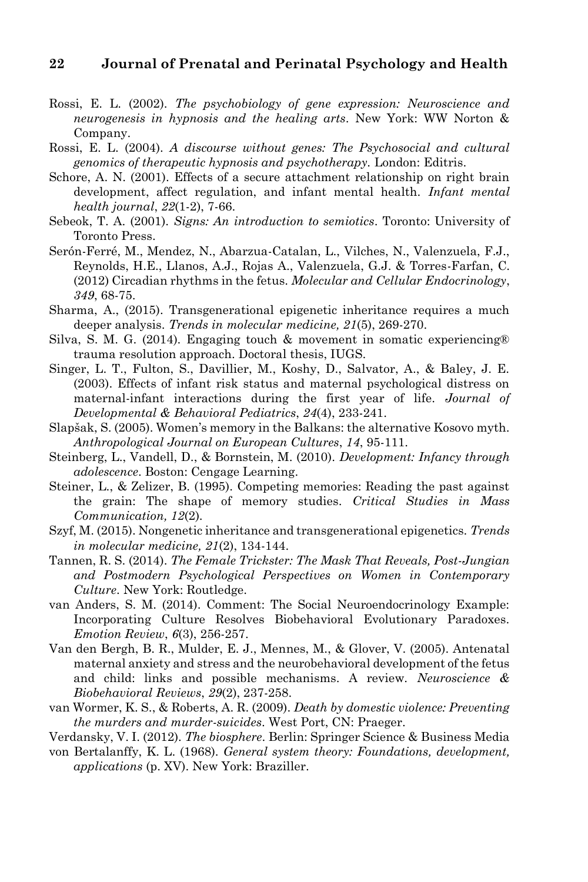Rossi, E. L. (2002). *The psychobiology of gene expression: Neuroscience and neurogenesis in hypnosis and the healing arts*. New York: WW Norton & Company.

Rossi, E. L. (2004). *A discourse without genes: The Psychosocial and cultural genomics of therapeutic hypnosis and psychotherapy*. London: Editris.

Schore, A. N. (2001). Effects of a secure attachment relationship on right brain development, affect regulation, and infant mental health. *Infant mental health journal*, *22*(1-2), 7-66.

Sebeok, T. A. (2001). *Signs: An introduction to semiotics*. Toronto: University of Toronto Press.

Serón-Ferré, M., Mendez, N., Abarzua-Catalan, L., Vilches, N., Valenzuela, F.J., Reynolds, H.E., Llanos, A.J., Rojas A., Valenzuela, G.J. & Torres-Farfan, C. (2012) Circadian rhythms in the fetus. *Molecular and Cellular Endocrinology*, *349*, 68-75.

Sharma, A., (2015). Transgenerational epigenetic inheritance requires a much deeper analysis. *Trends in molecular medicine, 21*(5), 269-270.

Silva, S. M. G. (2014). Engaging touch & movement in somatic experiencing® trauma resolution approach. Doctoral thesis, IUGS.

Singer, L. T., Fulton, S., Davillier, M., Koshy, D., Salvator, A., & Baley, J. E. (2003). Effects of infant risk status and maternal psychological distress on maternal-infant interactions during the first year of life. *Journal of Developmental & Behavioral Pediatrics*, *24*(4), 233-241.

Slapšak, S. (2005). Women's memory in the Balkans: the alternative Kosovo myth. *Anthropological Journal on European Cultures*, *14*, 95-111.

Steinberg, L., Vandell, D., & Bornstein, M. (2010). *Development: Infancy through adolescence*. Boston: Cengage Learning.

Steiner, L., & Zelizer, B. (1995). Competing memories: Reading the past against the grain: The shape of memory studies. *Critical Studies in Mass Communication, 12*(2).

Szyf, M. (2015). Nongenetic inheritance and transgenerational epigenetics. *Trends in molecular medicine, 21*(2), 134-144.

Tannen, R. S. (2014). *The Female Trickster: The Mask That Reveals, Post-Jungian and Postmodern Psychological Perspectives on Women in Contemporary Culture*. New York: Routledge.

van Anders, S. M. (2014). Comment: The Social Neuroendocrinology Example: Incorporating Culture Resolves Biobehavioral Evolutionary Paradoxes. *Emotion Review*, *6*(3), 256-257.

Van den Bergh, B. R., Mulder, E. J., Mennes, M., & Glover, V. (2005). Antenatal maternal anxiety and stress and the neurobehavioral development of the fetus and child: links and possible mechanisms. A review. *Neuroscience & Biobehavioral Reviews*, *29*(2), 237-258.

van Wormer, K. S., & Roberts, A. R. (2009). *Death by domestic violence: Preventing the murders and murder-suicides*. West Port, CN: Praeger.

Verdansky, V. I. (2012). *The biosphere*. Berlin: Springer Science & Business Media

von Bertalanffy, K. L. (1968). *General system theory: Foundations, development, applications* (p. XV). New York: Braziller.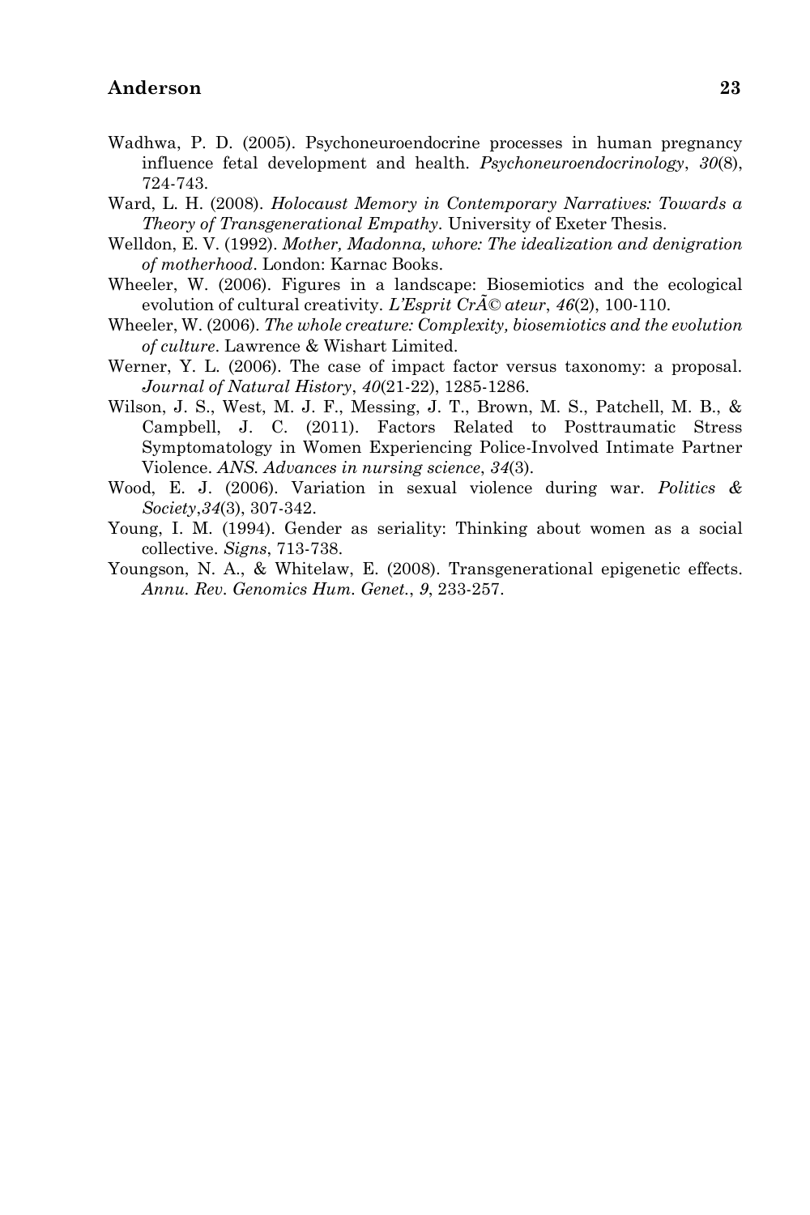Wadhwa, P. D. (2005). Psychoneuroendocrine processes in human pregnancy influence fetal development and health. *Psychoneuroendocrinology*, *30*(8), 724-743.

Ward, L. H. (2008). *Holocaust Memory in Contemporary Narratives: Towards a Theory of Transgenerational Empathy*. University of Exeter Thesis.

Welldon, E. V. (1992). *Mother, Madonna, whore: The idealization and denigration of motherhood*. London: Karnac Books.

Wheeler, W. (2006). Figures in a landscape: Biosemiotics and the ecological evolution of cultural creativity. *L'Esprit CrÃ© ateur*, *46*(2), 100-110.

Wheeler, W. (2006). *The whole creature: Complexity, biosemiotics and the evolution of culture*. Lawrence & Wishart Limited.

Werner, Y. L. (2006). The case of impact factor versus taxonomy: a proposal. *Journal of Natural History*, *40*(21-22), 1285-1286.

Wilson, J. S., West, M. J. F., Messing, J. T., Brown, M. S., Patchell, M. B., & Campbell, J. C. (2011). Factors Related to Posttraumatic Stress Symptomatology in Women Experiencing Police-Involved Intimate Partner Violence. *ANS. Advances in nursing science*, *34*(3).

Wood, E. J. (2006). Variation in sexual violence during war. *Politics & Society*,*34*(3), 307-342.

Young, I. M. (1994). Gender as seriality: Thinking about women as a social collective. *Signs*, 713-738.

Youngson, N. A., & Whitelaw, E. (2008). Transgenerational epigenetic effects. *Annu. Rev. Genomics Hum. Genet.*, *9*, 233-257.